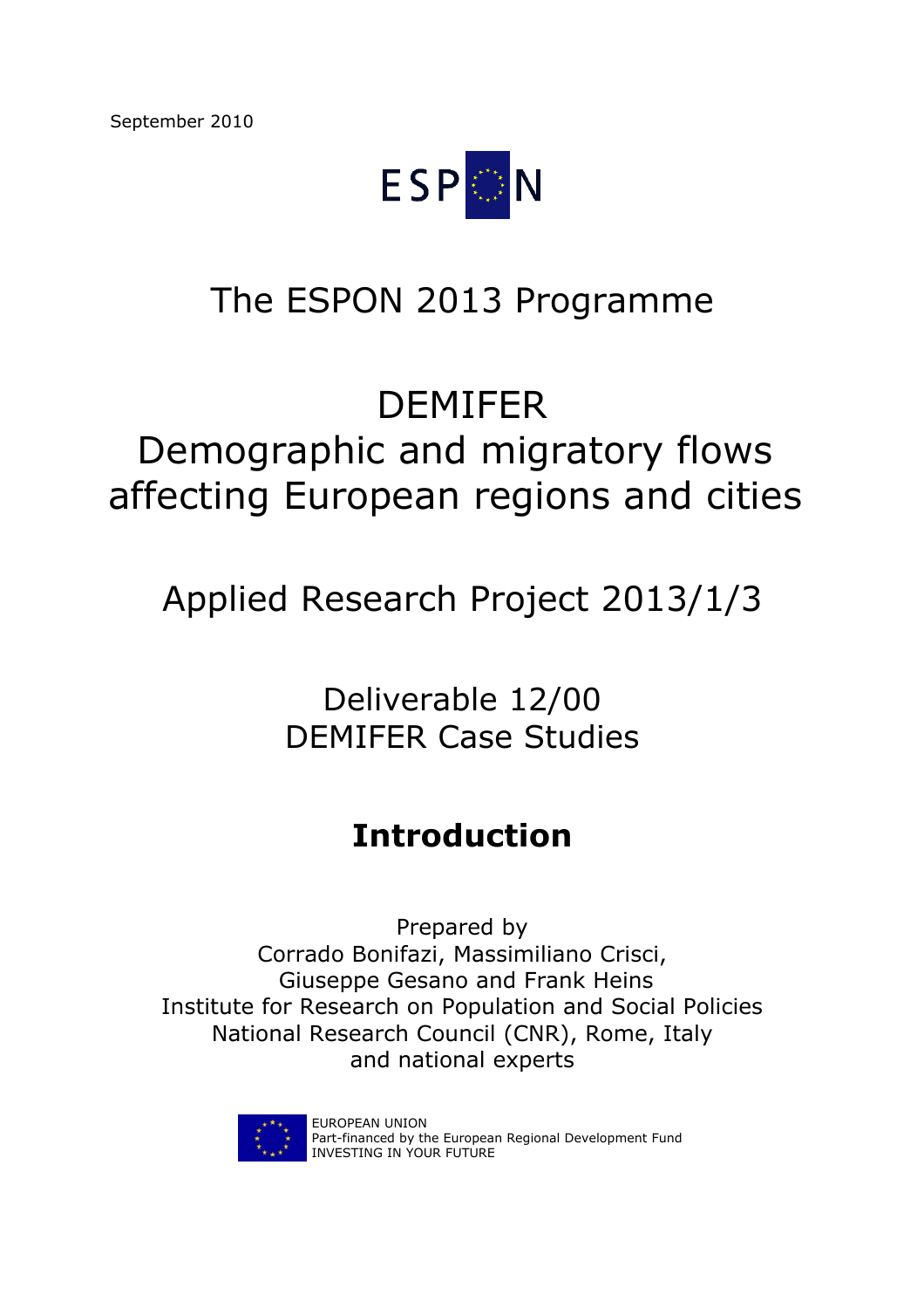September 2010

ESPON

# The ESPON 2013 Programme

# DEMIFER
# Demographic and migratory flows affecting European regions and cities

## Applied Research Project 2013/1/3

## Deliverable 12/00
## DEMIFER Case Studies

## **Introduction**

Prepared by
Corrado Bonifazi, Massimiliano Crisci,
Giuseppe Gesano and Frank Heins
Institute for Research on Population and Social Policies
National Research Council (CNR), Rome, Italy
and national experts

EUROPEAN UNION
Part-financed by the European Regional Development Fund
INVESTING IN YOUR FUTURE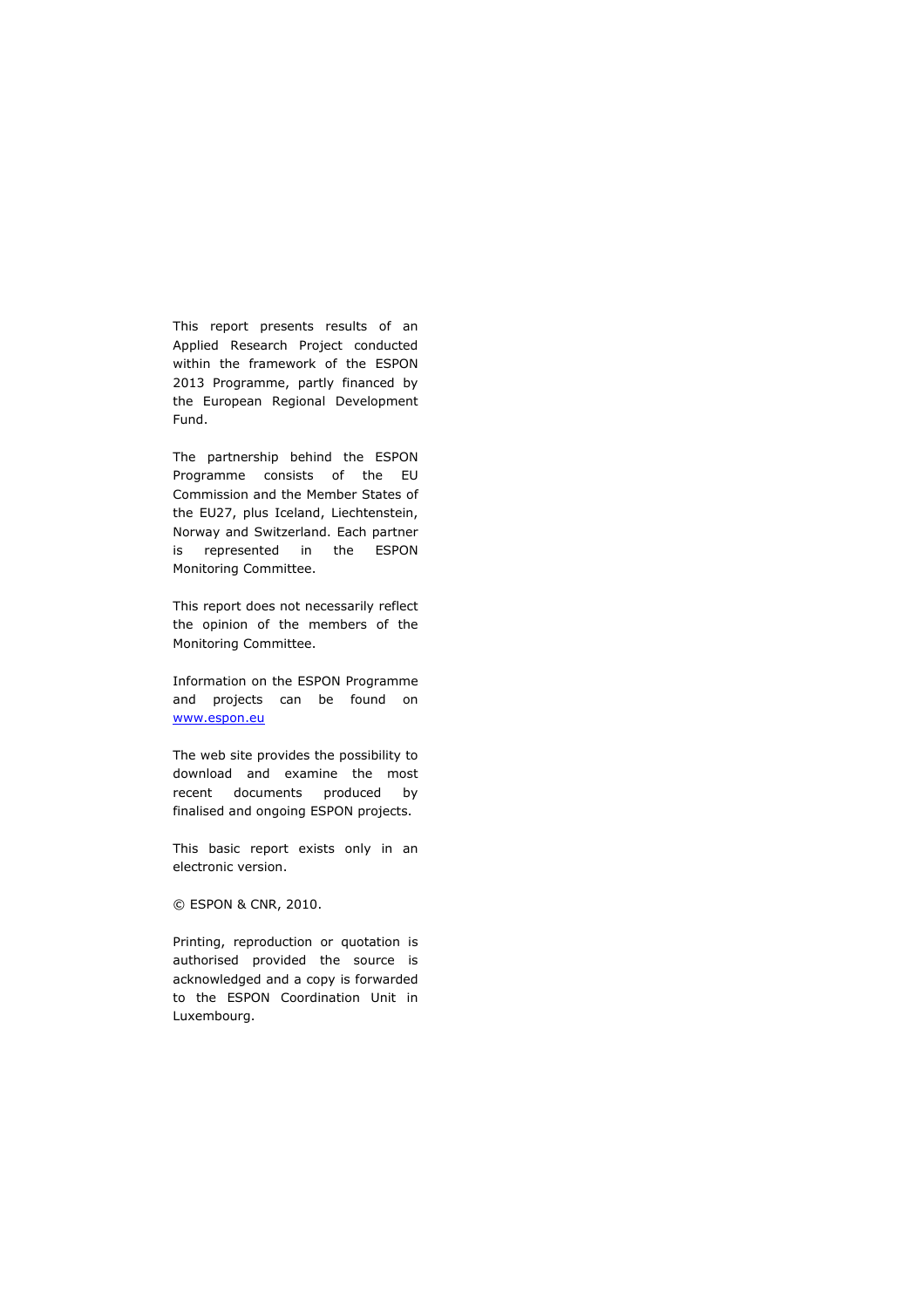This report presents results of an Applied Research Project conducted within the framework of the ESPON 2013 Programme, partly financed by the European Regional Development Fund.

The partnership behind the ESPON Programme consists of the EU Commission and the Member States of the EU27, plus Iceland, Liechtenstein, Norway and Switzerland. Each partner is represented in the ESPON Monitoring Committee.

This report does not necessarily reflect the opinion of the members of the Monitoring Committee.

Information on the ESPON Programme and projects can be found on [www.espon.eu](http://www.espon.eu)

The web site provides the possibility to download and examine the most recent documents produced by finalised and ongoing ESPON projects.

This basic report exists only in an electronic version.

© ESPON & CNR, 2010.

Printing, reproduction or quotation is authorised provided the source is acknowledged and a copy is forwarded to the ESPON Coordination Unit in Luxembourg.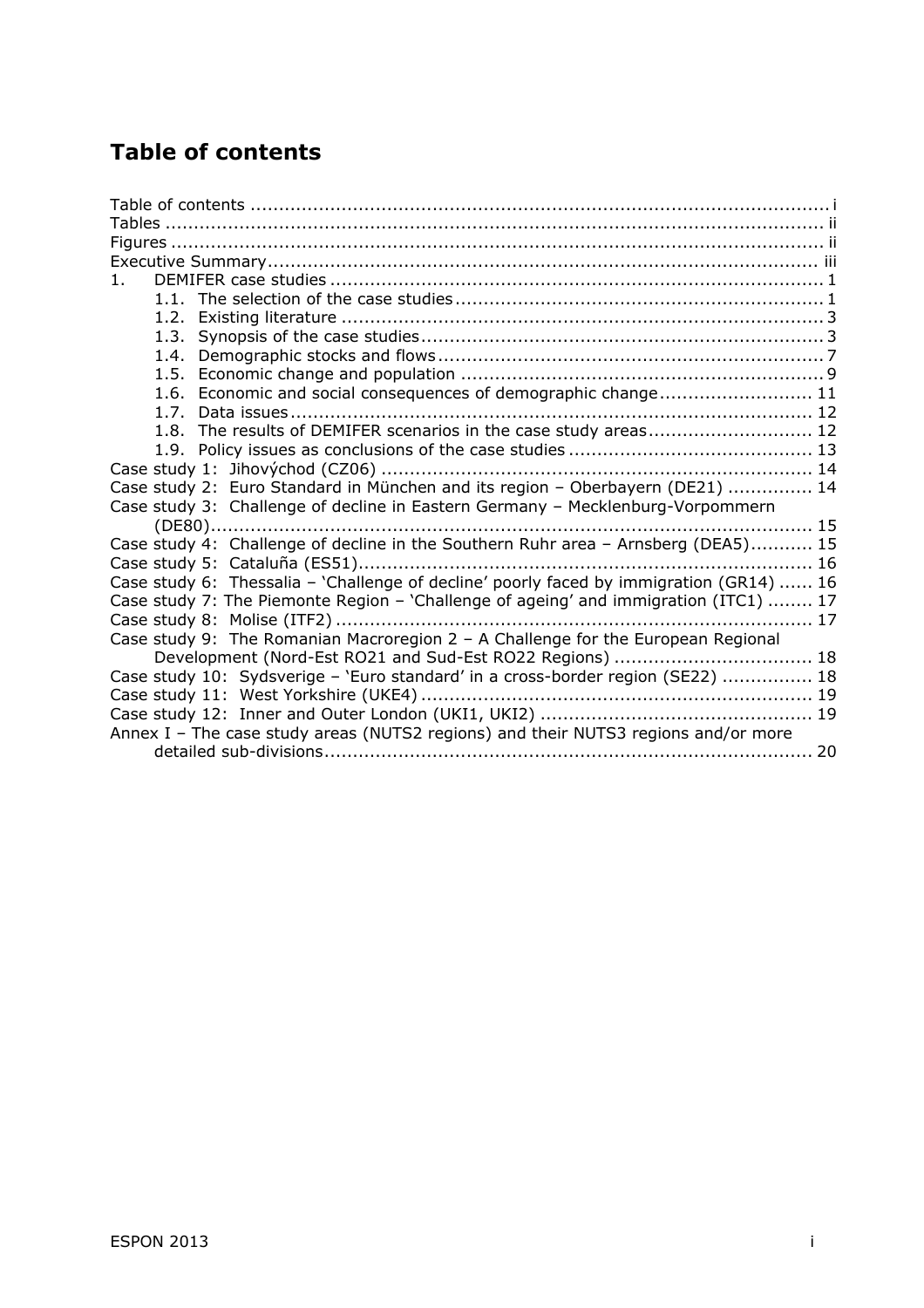# Table of contents

Table of contents ........................................................................................................ i
Tables ......................................................................................................................... ii
Figures ........................................................................................................................ ii
Executive Summary ..................................................................................................... iii
1. DEMIFER case studies ............................................................................................. 1
   1.1. The selection of the case studies ........................................................................ 1
   1.2. Existing literature ............................................................................................... 3
   1.3. Synopsis of the case studies ................................................................................ 3
   1.4. Demographic stocks and flows ............................................................................ 7
   1.5. Economic change and population ........................................................................ 9
   1.6. Economic and social consequences of demographic change ................................. 11
   1.7. Data issues ........................................................................................................ 12
   1.8. The results of DEMIFER scenarios in the case study areas ................................... 12
   1.9. Policy issues as conclusions of the case studies .................................................. 13
Case study 1: Jihovýchod (CZ06) ................................................................................. 14
Case study 2: Euro Standard in München and its region – Oberbayern (DE21) ............... 14
Case study 3: Challenge of decline in Eastern Germany – Mecklenburg-Vorpommern (DE80) ... 15
Case study 4: Challenge of decline in the Southern Ruhr area – Arnsberg (DEA5) ........... 15
Case study 5: Cataluña (ES51) ...................................................................................... 16
Case study 6: Thessalia – 'Challenge of decline' poorly faced by immigration (GR14) ....... 16
Case study 7: The Piemonte Region – 'Challenge of ageing' and immigration (ITC1) ........ 17
Case study 8: Molise (ITF2) .......................................................................................... 17
Case study 9: The Romanian Macroregion 2 – A Challenge for the European Regional Development (Nord-Est RO21 and Sud-Est RO22 Regions) ... 18
Case study 10: Sydsverige – 'Euro standard' in a cross-border region (SE22) .................. 18
Case study 11: West Yorkshire (UKE4) ........................................................................... 19
Case study 12: Inner and Outer London (UKI1, UKI2) ..................................................... 19
Annex I – The case study areas (NUTS2 regions) and their NUTS3 regions and/or more detailed sub-divisions ... 20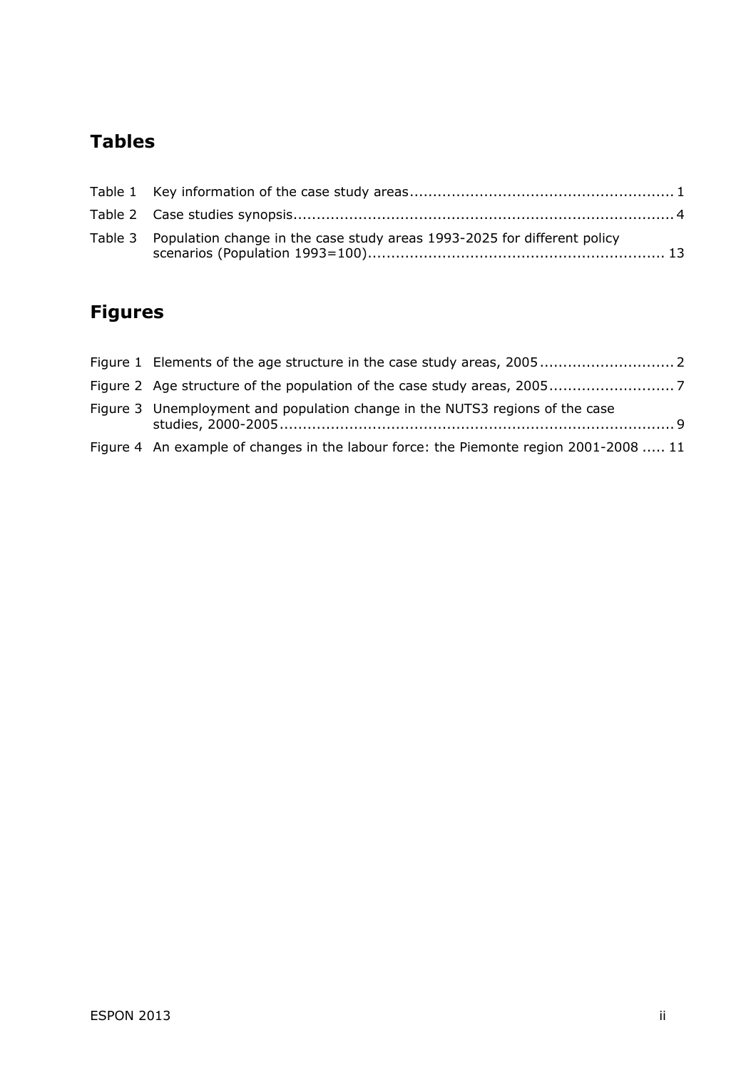## Tables

Table 1 Key information of the case study areas ........................................................ 1

Table 2 Case studies synopsis .................................................................................. 4

Table 3 Population change in the case study areas 1993-2025 for different policy scenarios (Population 1993=100) ................................................................ 13

## Figures

Figure 1 Elements of the age structure in the case study areas, 2005 ............................ 2

Figure 2 Age structure of the population of the case study areas, 2005 .......................... 7

Figure 3 Unemployment and population change in the NUTS3 regions of the case studies, 2000-2005 ..................................................................................... 9

Figure 4 An example of changes in the labour force: the Piemonte region 2001-2008 ..... 11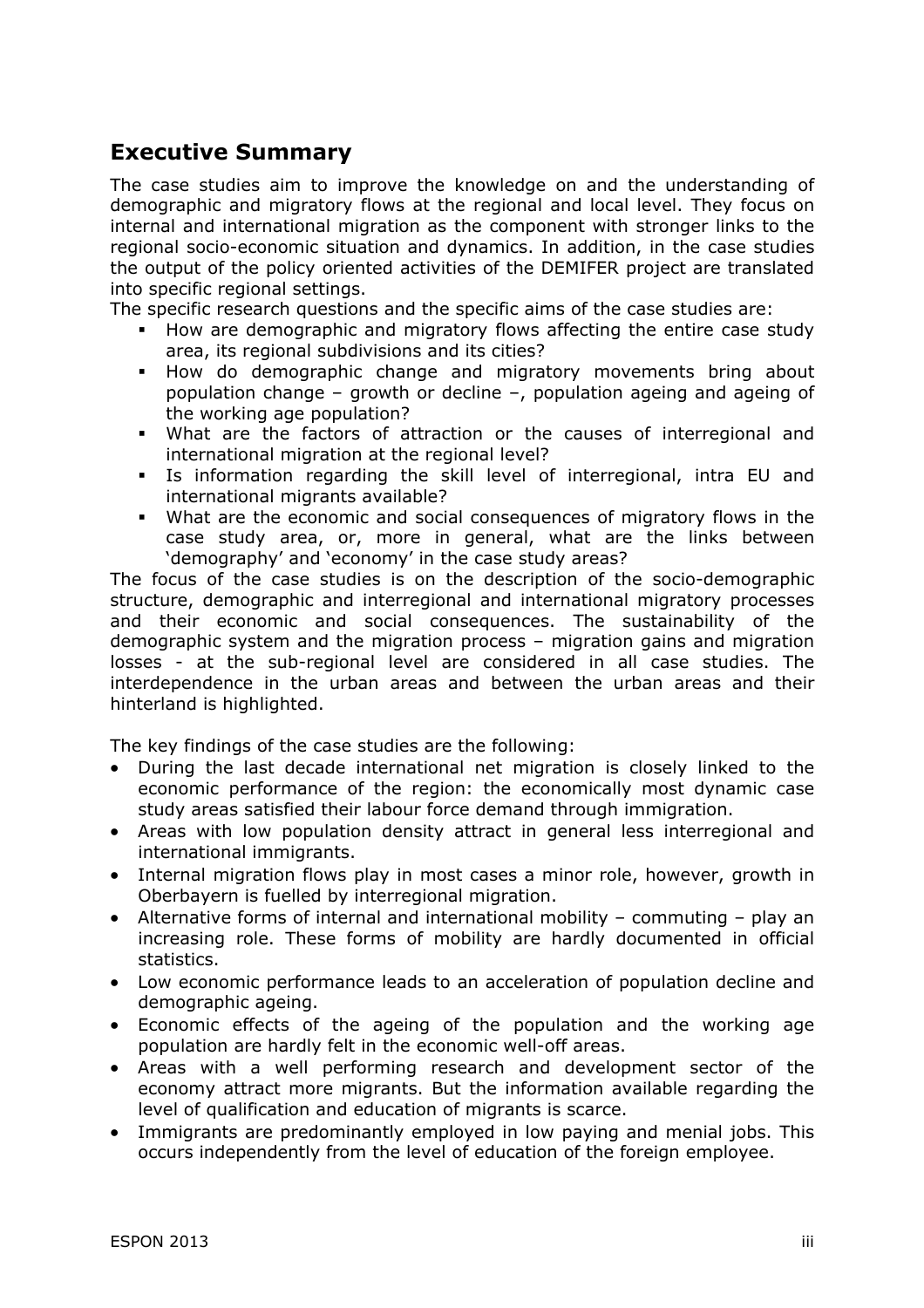## Executive Summary

The case studies aim to improve the knowledge on and the understanding of demographic and migratory flows at the regional and local level. They focus on internal and international migration as the component with stronger links to the regional socio-economic situation and dynamics. In addition, in the case studies the output of the policy oriented activities of the DEMIFER project are translated into specific regional settings.

The specific research questions and the specific aims of the case studies are:

- How are demographic and migratory flows affecting the entire case study area, its regional subdivisions and its cities?
- How do demographic change and migratory movements bring about population change – growth or decline –, population ageing and ageing of the working age population?
- What are the factors of attraction or the causes of interregional and international migration at the regional level?
- Is information regarding the skill level of interregional, intra EU and international migrants available?
- What are the economic and social consequences of migratory flows in the case study area, or, more in general, what are the links between 'demography' and 'economy' in the case study areas?

The focus of the case studies is on the description of the socio-demographic structure, demographic and interregional and international migratory processes and their economic and social consequences. The sustainability of the demographic system and the migration process – migration gains and migration losses - at the sub-regional level are considered in all case studies. The interdependence in the urban areas and between the urban areas and their hinterland is highlighted.

The key findings of the case studies are the following:

- During the last decade international net migration is closely linked to the economic performance of the region: the economically most dynamic case study areas satisfied their labour force demand through immigration.
- Areas with low population density attract in general less interregional and international immigrants.
- Internal migration flows play in most cases a minor role, however, growth in Oberbayern is fuelled by interregional migration.
- Alternative forms of internal and international mobility – commuting – play an increasing role. These forms of mobility are hardly documented in official statistics.
- Low economic performance leads to an acceleration of population decline and demographic ageing.
- Economic effects of the ageing of the population and the working age population are hardly felt in the economic well-off areas.
- Areas with a well performing research and development sector of the economy attract more migrants. But the information available regarding the level of qualification and education of migrants is scarce.
- Immigrants are predominantly employed in low paying and menial jobs. This occurs independently from the level of education of the foreign employee.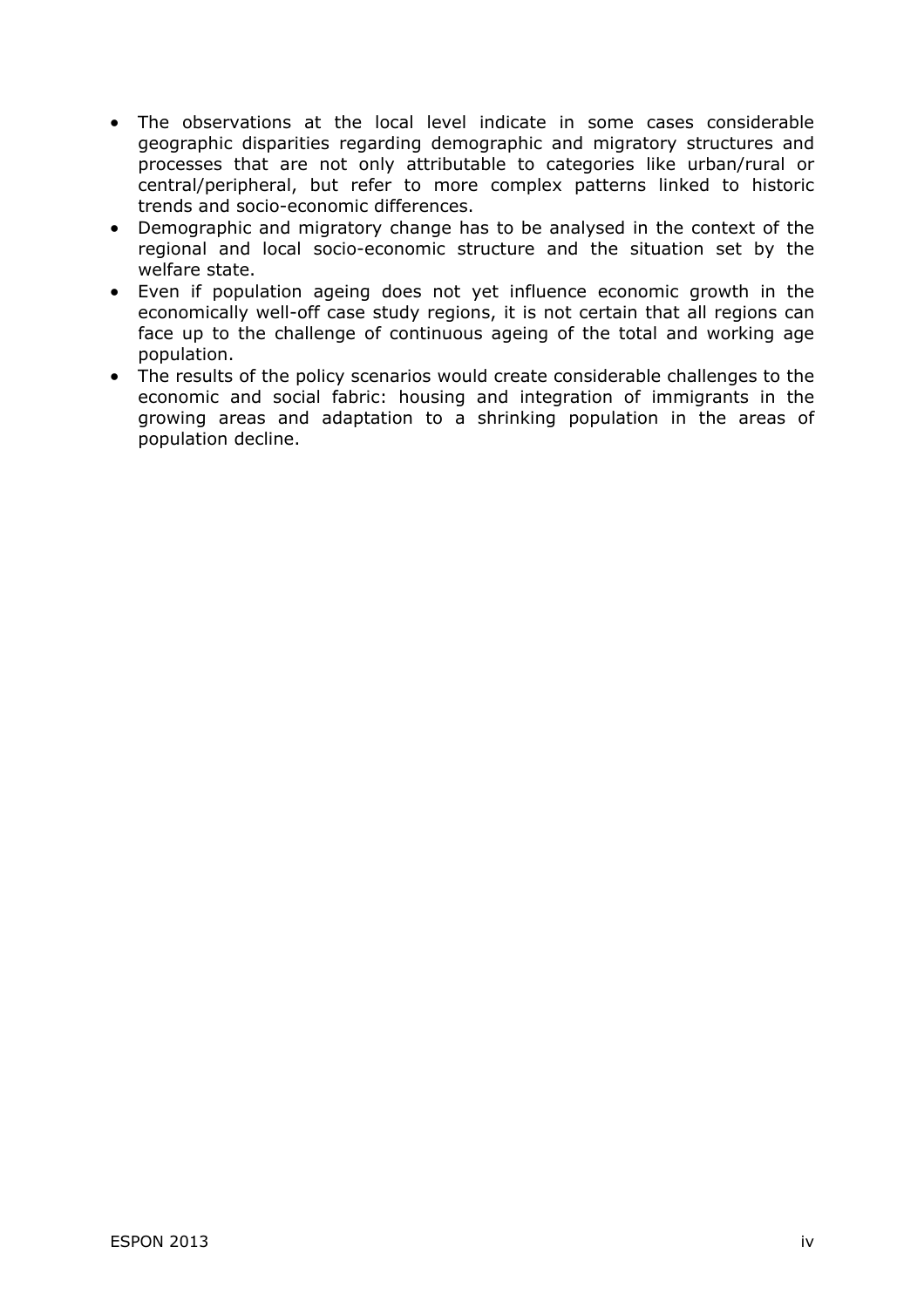- The observations at the local level indicate in some cases considerable geographic disparities regarding demographic and migratory structures and processes that are not only attributable to categories like urban/rural or central/peripheral, but refer to more complex patterns linked to historic trends and socio-economic differences.
- Demographic and migratory change has to be analysed in the context of the regional and local socio-economic structure and the situation set by the welfare state.
- Even if population ageing does not yet influence economic growth in the economically well-off case study regions, it is not certain that all regions can face up to the challenge of continuous ageing of the total and working age population.
- The results of the policy scenarios would create considerable challenges to the economic and social fabric: housing and integration of immigrants in the growing areas and adaptation to a shrinking population in the areas of population decline.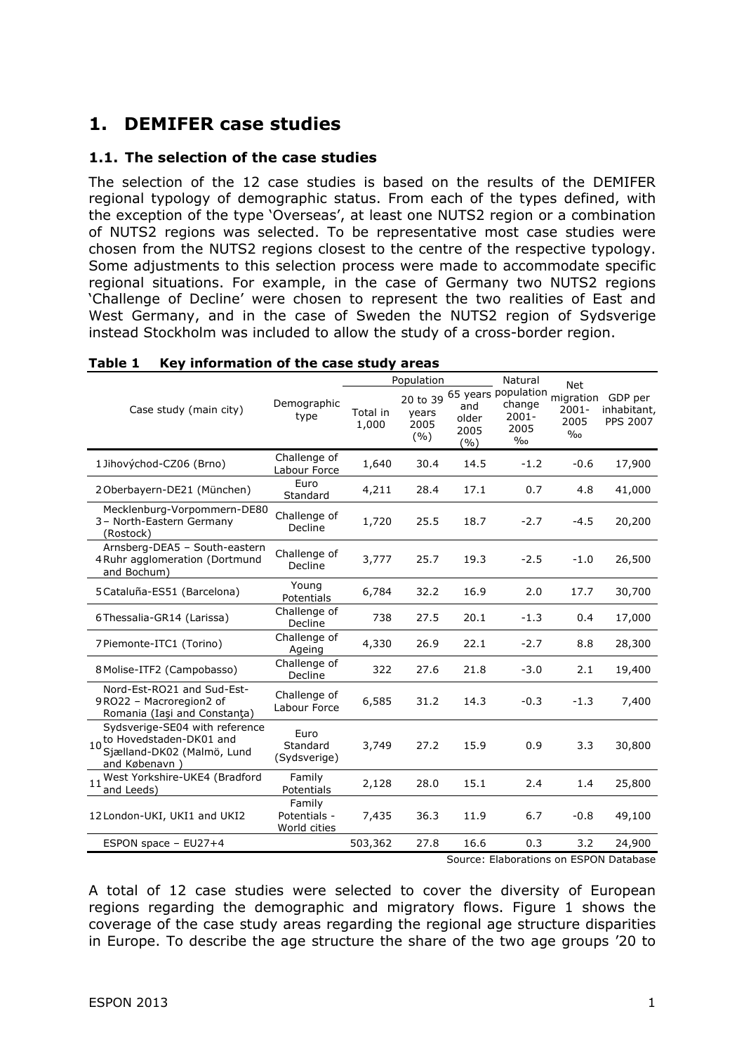# 1. DEMIFER case studies

## 1.1. The selection of the case studies

The selection of the 12 case studies is based on the results of the DEMIFER regional typology of demographic status. From each of the types defined, with the exception of the type 'Overseas', at least one NUTS2 region or a combination of NUTS2 regions was selected. To be representative most case studies were chosen from the NUTS2 regions closest to the centre of the respective typology. Some adjustments to this selection process were made to accommodate specific regional situations. For example, in the case of Germany two NUTS2 regions 'Challenge of Decline' were chosen to represent the two realities of East and West Germany, and in the case of Sweden the NUTS2 region of Sydsverige instead Stockholm was included to allow the study of a cross-border region.

**Table 1 Key information of the case study areas**

| | Case study (main city) | Demographic type | Population | | | Natural population change 2001-2005 ‰ | Net migration 2001-2005 ‰ | GDP per inhabitant, PPS 2007 |
|---|---|---|---|---|---|---|---|---|
| | | | Total in 1,000 | 20 to 39 years 2005 (%) | 65 years and older 2005 (%) | | | |
| 1 | Jihovýchod-CZ06 (Brno) | Challenge of Labour Force | 1,640 | 30.4 | 14.5 | -1.2 | -0.6 | 17,900 |
| 2 | Oberbayern-DE21 (München) | Euro Standard | 4,211 | 28.4 | 17.1 | 0.7 | 4.8 | 41,000 |
| 3 | Mecklenburg-Vorpommern-DE80 – North-Eastern Germany (Rostock) | Challenge of Decline | 1,720 | 25.5 | 18.7 | -2.7 | -4.5 | 20,200 |
| 4 | Arnsberg-DEA5 – South-eastern Ruhr agglomeration (Dortmund and Bochum) | Challenge of Decline | 3,777 | 25.7 | 19.3 | -2.5 | -1.0 | 26,500 |
| 5 | Cataluña-ES51 (Barcelona) | Young Potentials | 6,784 | 32.2 | 16.9 | 2.0 | 17.7 | 30,700 |
| 6 | Thessalia-GR14 (Larissa) | Challenge of Decline | 738 | 27.5 | 20.1 | -1.3 | 0.4 | 17,000 |
| 7 | Piemonte-ITC1 (Torino) | Challenge of Ageing | 4,330 | 26.9 | 22.1 | -2.7 | 8.8 | 28,300 |
| 8 | Molise-ITF2 (Campobasso) | Challenge of Decline | 322 | 27.6 | 21.8 | -3.0 | 2.1 | 19,400 |
| 9 | Nord-Est-RO21 and Sud-Est-RO22 – Macroregion2 of Romania (Iaşi and Constanţa) | Challenge of Labour Force | 6,585 | 31.2 | 14.3 | -0.3 | -1.3 | 7,400 |
| 10 | Sydsverige-SE04 with reference to Hovedstaden-DK01 and Sjælland-DK02 (Malmö, Lund and København ) | Euro Standard (Sydsverige) | 3,749 | 27.2 | 15.9 | 0.9 | 3.3 | 30,800 |
| 11 | West Yorkshire-UKE4 (Bradford and Leeds) | Family Potentials | 2,128 | 28.0 | 15.1 | 2.4 | 1.4 | 25,800 |
| 12 | London-UKI, UKI1 and UKI2 | Family Potentials - World cities | 7,435 | 36.3 | 11.9 | 6.7 | -0.8 | 49,100 |
| | ESPON space – EU27+4 | | 503,362 | 27.8 | 16.6 | 0.3 | 3.2 | 24,900 |

Source: Elaborations on ESPON Database

A total of 12 case studies were selected to cover the diversity of European regions regarding the demographic and migratory flows. Figure 1 shows the coverage of the case study areas regarding the regional age structure disparities in Europe. To describe the age structure the share of the two age groups '20 to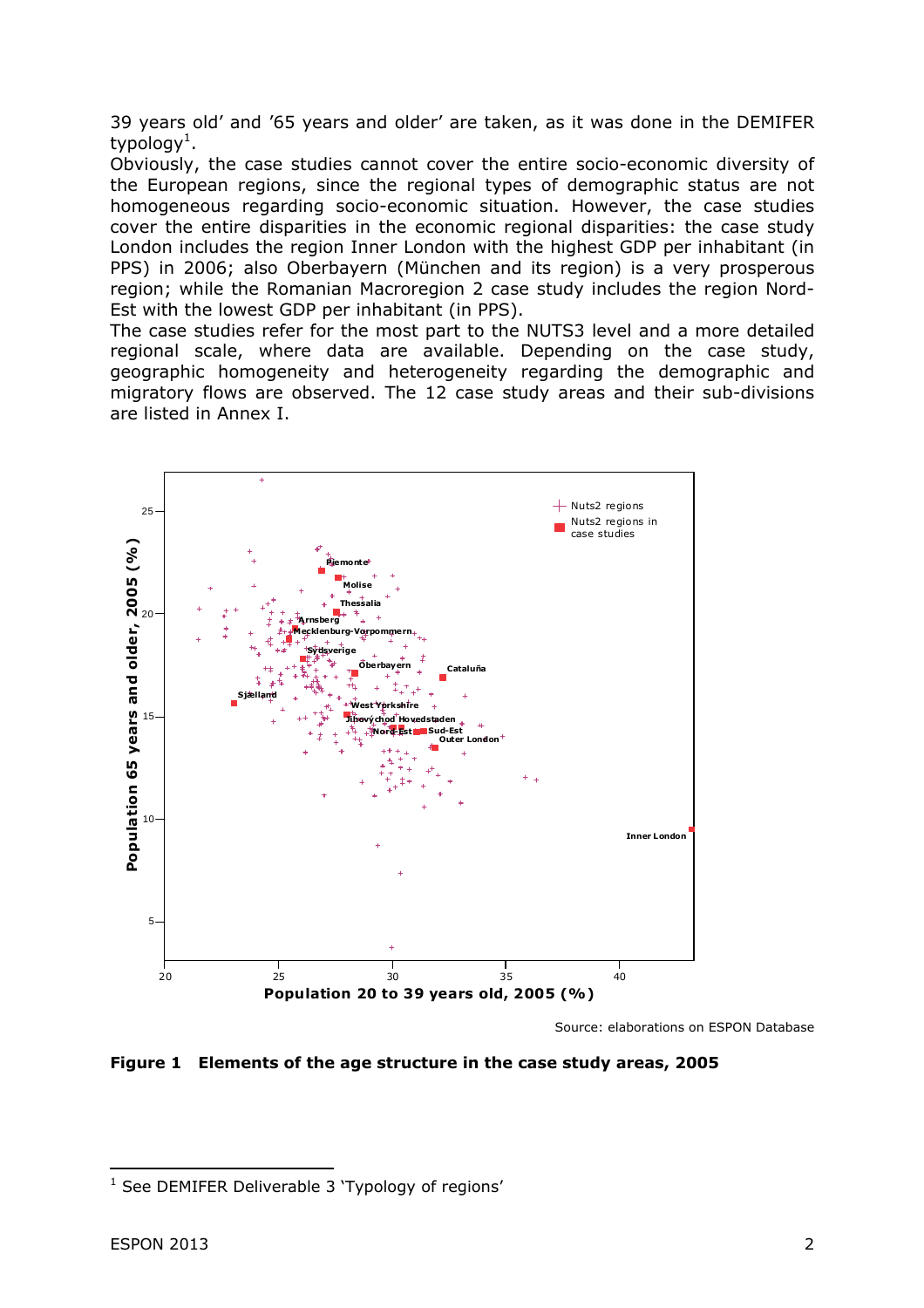39 years old' and '65 years and older' are taken, as it was done in the DEMIFER typology[1].

Obviously, the case studies cannot cover the entire socio-economic diversity of the European regions, since the regional types of demographic status are not homogeneous regarding socio-economic situation. However, the case studies cover the entire disparities in the economic regional disparities: the case study London includes the region Inner London with the highest GDP per inhabitant (in PPS) in 2006; also Oberbayern (München and its region) is a very prosperous region; while the Romanian Macroregion 2 case study includes the region Nord-Est with the lowest GDP per inhabitant (in PPS).

The case studies refer for the most part to the NUTS3 level and a more detailed regional scale, where data are available. Depending on the case study, geographic homogeneity and heterogeneity regarding the demographic and migratory flows are observed. The 12 case study areas and their sub-divisions are listed in Annex I.

Source: elaborations on ESPON Database

**Figure 1 Elements of the age structure in the case study areas, 2005**

[1] See DEMIFER Deliverable 3 'Typology of regions'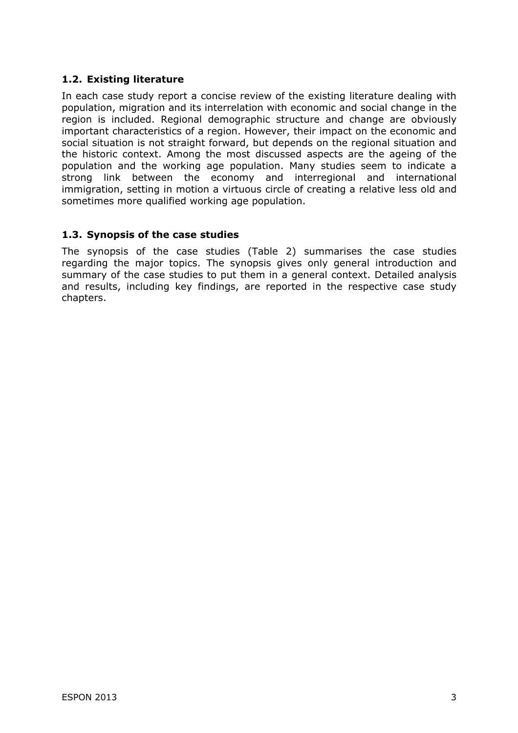## 1.2. Existing literature

In each case study report a concise review of the existing literature dealing with population, migration and its interrelation with economic and social change in the region is included. Regional demographic structure and change are obviously important characteristics of a region. However, their impact on the economic and social situation is not straight forward, but depends on the regional situation and the historic context. Among the most discussed aspects are the ageing of the population and the working age population. Many studies seem to indicate a strong link between the economy and interregional and international immigration, setting in motion a virtuous circle of creating a relative less old and sometimes more qualified working age population.

## 1.3. Synopsis of the case studies

The synopsis of the case studies (Table 2) summarises the case studies regarding the major topics. The synopsis gives only general introduction and summary of the case studies to put them in a general context. Detailed analysis and results, including key findings, are reported in the respective case study chapters.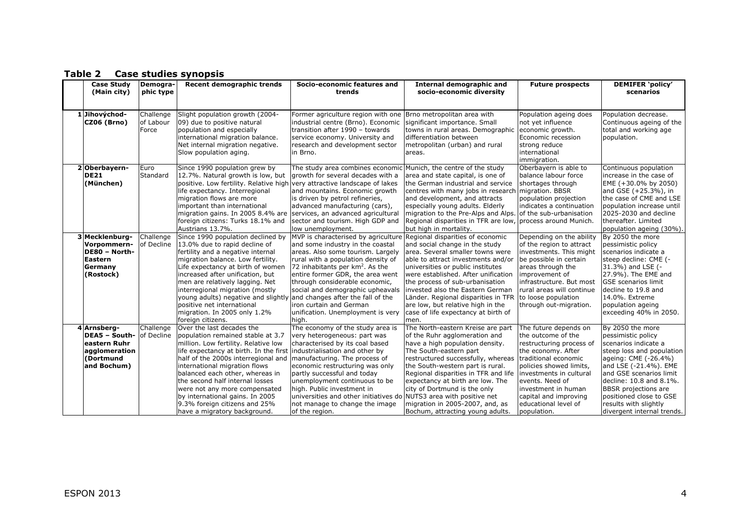**Table 2 Case studies synopsis**

| | Case Study (Main city) | Demographic type | Recent demographic trends | Socio-economic features and trends | Internal demographic and socio-economic diversity | Future prospects | DEMIFER 'policy' scenarios |
|---|---|---|---|---|---|---|---|
| 1 | **Jihovýchod-CZ06 (Brno)** | Challenge of Labour Force | Slight population growth (2004-09) due to positive natural population and especially international migration balance. Net internal migration negative. Slow population aging. | Former agriculture region with one industrial centre (Brno). Economic transition after 1990 – towards service economy. University and research and development sector in Brno. | Brno metropolitan area with significant importance. Small towns in rural areas. Demographic differentiation between metropolitan (urban) and rural areas. | Population ageing does not yet influence economic growth. Economic recession strong reduce international immigration. | Population decrease. Continuous ageing of the total and working age population. |
| 2 | **Oberbayern-DE21 (München)** | Euro Standard | Since 1990 population grew by 12.7%. Natural growth is low, but positive. Low fertility. Relative high life expectancy. Interregional migration flows are more important than international migration gains. In 2005 8.4% are foreign citizens: Turks 18.1% and Austrians 13.7%. | The study area combines economic growth for several decades with a very attractive landscape of lakes and mountains. Economic growth is driven by petrol refineries, advanced manufacturing (cars), services, an advanced agricultural sector and tourism. High GDP and low unemployment. | Munich, the centre of the study area and state capital, is one of the German industrial and service centres with many jobs in research and development, and attracts especially young adults. Elderly migration to the Pre-Alps and Alps. Regional disparities in TFR are low, but high in mortality. | Oberbayern is able to balance labour force shortages through migration. BBSR population projection indicates a continuation of the sub-urbanisation process around Munich. | Continuous population increase in the case of EME (+30.0% by 2050) and GSE (+25.3%), in the case of CME and LSE population increase until 2025-2030 and decline thereafter. Limited population ageing (30%). |
| 3 | **Mecklenburg-Vorpommern-DE80 – North-Eastern Germany (Rostock)** | Challenge of Decline | Since 1990 population declined by 13.0% due to rapid decline of fertility and a negative internal migration balance. Low fertility. Life expectancy at birth of women increased after unification, but men are relatively lagging. Net interregional migration (mostly young adults) negative and slightly positive net international migration. In 2005 only 1.2% foreign citizens. | MVP is characterised by agriculture and some industry in the coastal areas. Also some tourism. Largely rural with a population density of 72 inhabitants per km². As the entire former GDR, the area went through considerable economic, social and demographic upheavals and changes after the fall of the iron curtain and German unification. Unemployment is very high. | Regional disparities of economic and social change in the study area. Several smaller towns were able to attract investments and/or universities or public institutes were established. After unification the process of sub-urbanisation invested also the Eastern German Länder. Regional disparities in TFR are low, but relative high in the case of life expectancy at birth of men. | Depending on the ability of the region to attract investments. This might be possible in certain areas through the improvement of infrastructure. But most rural areas will continue to loose population through out-migration. | By 2050 the more pessimistic policy scenarios indicate a steep decline: CME (-31.3%) and LSE (-27.9%). The EME and GSE scenarios limit decline to 19.8 and 14.0%. Extreme population ageing exceeding 40% in 2050. |
| 4 | **Arnsberg-DEA5 – South-eastern Ruhr agglomeration (Dortmund and Bochum)** | Challenge of Decline | Over the last decades the population remained stable at 3.7 million. Low fertility. Relative low life expectancy at birth. In the first half of the 2000s interregional and international migration flows balanced each other, whereas in the second half internal losses were not any more compensated by international gains. In 2005 9.3% foreign citizens and 25% have a migratory background. | The economy of the study area is very heterogeneous: part was characterised by its coal based industrialisation and other by manufacturing. The process of economic restructuring was only partly successful and today unemployment continuous to be high. Public investment in universities and other initiatives do not manage to change the image of the region. | The North-eastern Kreise are part of the Ruhr agglomeration and have a high population density. The South-eastern part restructured successfully, whereas the South-western part is rural. Regional disparities in TFR and life expectancy at birth are low. The city of Dortmund is the only NUTS3 area with positive net migration in 2005-2007, and, as Bochum, attracting young adults. | The future depends on the outcome of the restructuring process of the economy. After traditional economic policies showed limits, investments in cultural events. Need of investment in human capital and improving educational level of population. | By 2050 the more pessimistic policy scenarios indicate a steep loss and population ageing: CME (-26.4%) and LSE (-21.4%). EME and GSE scenarios limit decline: 10.8 and 8.1%. BBSR projections are positioned close to GSE results with slightly divergent internal trends. |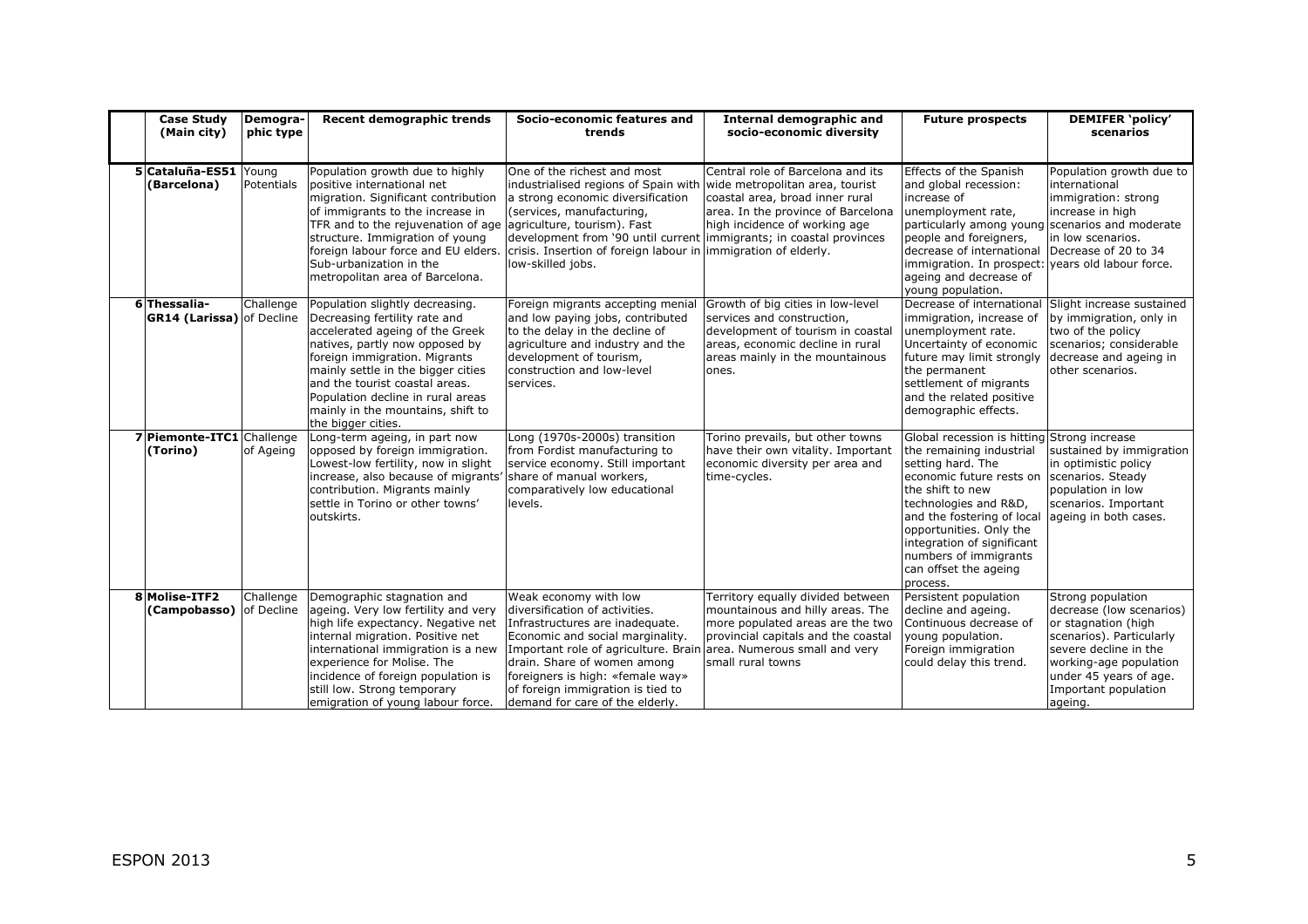| | Case Study (Main city) | Demographic type | Recent demographic trends | Socio-economic features and trends | Internal demographic and socio-economic diversity | Future prospects | DEMIFER 'policy' scenarios |
|---|---|---|---|---|---|---|---|
| 5 | Cataluña-ES51 (Barcelona) | Young Potentials | Population growth due to highly positive international net migration. Significant contribution of immigrants to the increase in TFR and to the rejuvenation of age structure. Immigration of young foreign labour force and EU elders. Sub-urbanization in the metropolitan area of Barcelona. | One of the richest and most industrialised regions of Spain with a strong economic diversification (services, manufacturing, agriculture, tourism). Fast development from '90 until current crisis. Insertion of foreign labour in low-skilled jobs. | Central role of Barcelona and its wide metropolitan area, tourist coastal area, broad inner rural area. In the province of Barcelona high incidence of working age immigrants; in coastal provinces immigration of elderly. | Effects of the Spanish and global recession: increase of unemployment rate, particularly among young people and foreigners, decrease of international immigration. In prospect: ageing and decrease of young population. | Population growth due to international immigration: strong increase in high scenarios and moderate in low scenarios. Decrease of 20 to 34 years old labour force. |
| 6 | Thessalia-GR14 (Larissa) | Challenge of Decline | Population slightly decreasing. Decreasing fertility rate and accelerated ageing of the Greek natives, partly now opposed by foreign immigration. Migrants mainly settle in the bigger cities and the tourist coastal areas. Population decline in rural areas mainly in the mountains, shift to the bigger cities. | Foreign migrants accepting menial and low paying jobs, contributed to the delay in the decline of agriculture and industry and the development of tourism, construction and low-level services. | Growth of big cities in low-level services and construction, development of tourism in coastal areas, economic decline in rural areas mainly in the mountainous ones. | Decrease of international immigration, increase of unemployment rate. Uncertainty of economic future may limit strongly the permanent settlement of migrants and the related positive demographic effects. | Slight increase sustained by immigration, only in two of the policy scenarios; considerable decrease and ageing in other scenarios. |
| 7 | Piemonte-ITC1 (Torino) | Challenge of Ageing | Long-term ageing, in part now opposed by foreign immigration. Lowest-low fertility, now in slight increase, also because of migrants' contribution. Migrants mainly settle in Torino or other towns' outskirts. | Long (1970s-2000s) transition from Fordist manufacturing to service economy. Still important share of manual workers, comparatively low educational levels. | Torino prevails, but other towns have their own vitality. Important economic diversity per area and time-cycles. | Global recession is hitting the remaining industrial setting hard. The economic future rests on the shift to new technologies and R&D, and the fostering of local opportunities. Only the integration of significant numbers of immigrants can offset the ageing process. | Strong increase sustained by immigration in optimistic policy scenarios. Steady population in low scenarios. Important ageing in both cases. |
| 8 | Molise-ITF2 (Campobasso) | Challenge of Decline | Demographic stagnation and ageing. Very low fertility and very high life expectancy. Negative net internal migration. Positive net international immigration is a new experience for Molise. The incidence of foreign population is still low. Strong temporary emigration of young labour force. | Weak economy with low diversification of activities. Infrastructures are inadequate. Economic and social marginality. Important role of agriculture. Brain drain. Share of women among foreigners is high: «female way» of foreign immigration is tied to demand for care of the elderly. | Territory equally divided between mountainous and hilly areas. The more populated areas are the two provincial capitals and the coastal area. Numerous small and very small rural towns | Persistent population decline and ageing. Continuous decrease of young population. Foreign immigration could delay this trend. | Strong population decrease (low scenarios) or stagnation (high scenarios). Particularly severe decline in the working-age population under 45 years of age. Important population ageing. |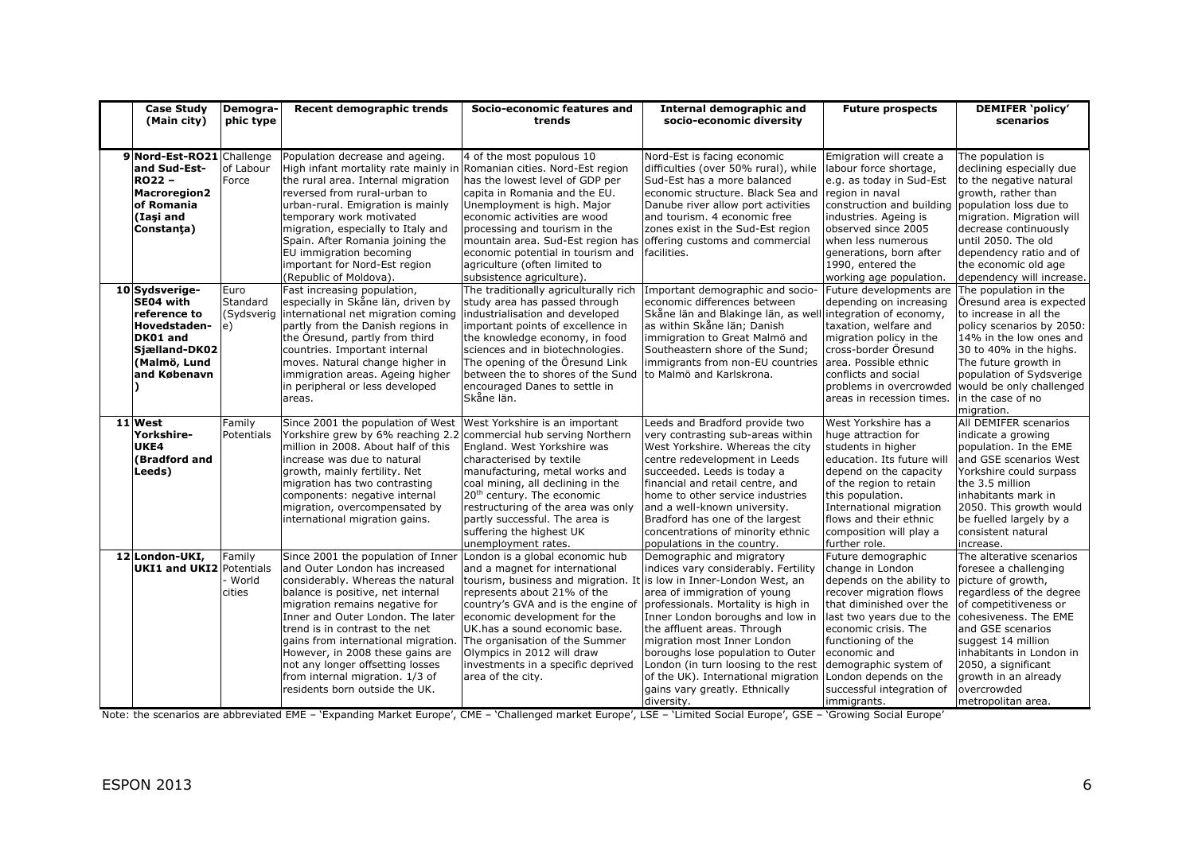| | Case Study (Main city) | Demographic type | Recent demographic trends | Socio-economic features and trends | Internal demographic and socio-economic diversity | Future prospects | DEMIFER 'policy' scenarios |
|---|---|---|---|---|---|---|---|
| 9 | **Nord-Est-RO21 and Sud-Est-RO22 – Macroregion2 of Romania (Iaşi and Constanţa)** | Challenge of Labour Force | Population decrease and ageing. High infant mortality rate mainly in the rural area. Internal migration reversed from rural-urban to urban-rural. Emigration is mainly temporary work motivated migration, especially to Italy and Spain. After Romania joining the EU immigration becoming important for Nord-Est region (Republic of Moldova). | 4 of the most populous 10 Romanian cities. Nord-Est region has the lowest level of GDP per capita in Romania and the EU. Unemployment is high. Major economic activities are wood processing and tourism in the mountain area. Sud-Est region has economic potential in tourism and agriculture (often limited to subsistence agriculture). | Nord-Est is facing economic difficulties (over 50% rural), while Sud-Est has a more balanced economic structure. Black Sea and Danube river allow port activities and tourism. 4 economic free zones exist in the Sud-Est region offering customs and commercial facilities. | Emigration will create a labour force shortage, e.g. as today in Sud-Est region in naval construction and building industries. Ageing is observed since 2005 when less numerous generations, born after 1990, entered the working age population. | The population is declining especially due to the negative natural growth, rather than population loss due to migration. Migration will decrease continuously until 2050. The old dependency ratio and of the economic old age dependency will increase. |
| 10 | **Sydsverige-SE04 with reference to Hovedstaden-DK01 and Sjælland-DK02 (Malmö, Lund and København)** | Euro Standard (Sydsverige) | Fast increasing population, especially in Skåne län, driven by international net migration coming partly from the Danish regions in the Öresund, partly from third countries. Important internal moves. Natural change higher in immigration areas. Ageing higher in peripheral or less developed areas. | The traditionally agriculturally rich study area has passed through industrialisation and developed important points of excellence in the knowledge economy, in food sciences and in biotechnologies. The opening of the Öresund Link between the to shores of the Sund encouraged Danes to settle in Skåne län. | Important demographic and socio-economic differences between Skåne län and Blakinge län, as well as within Skåne län; Danish immigration to Great Malmö and Southeastern shore of the Sund; immigrants from non-EU countries to Malmö and Karlskrona. | Future developments are depending on increasing integration of economy, taxation, welfare and migration policy in the cross-border Öresund area. Possible ethnic conflicts and social problems in overcrowded areas in recession times. | The population in the Öresund area is expected to increase in all the policy scenarios by 2050: 14% in the low ones and 30 to 40% in the highs. The future growth in population of Sydsverige would be only challenged in the case of no migration. |
| 11 | **West Yorkshire-UKE4 (Bradford and Leeds)** | Family Potentials | Since 2001 the population of West Yorkshire grew by 6% reaching 2.2 million in 2008. About half of this increase was due to natural growth, mainly fertility. Net migration has two contrasting components: negative internal migration, overcompensated by international migration gains. | West Yorkshire is an important commercial hub serving Northern England. West Yorkshire was characterised by textile manufacturing, metal works and coal mining, all declining in the 20th century. The economic restructuring of the area was only partly successful. The area is suffering the highest UK unemployment rates. | Leeds and Bradford provide two very contrasting sub-areas within West Yorkshire. Whereas the city centre redevelopment in Leeds succeeded. Leeds is today a financial and retail centre, and home to other service industries and a well-known university. Bradford has one of the largest concentrations of minority ethnic populations in the country. | West Yorkshire has a huge attraction for students in higher education. Its future will depend on the capacity of the region to retain this population. International migration flows and their ethnic composition will play a further role. | All DEMIFER scenarios indicate a growing population. In the EME and GSE scenarios West Yorkshire could surpass the 3.5 million inhabitants mark in 2050. This growth would be fuelled largely by a consistent natural increase. |
| 12 | **London-UKI, UKI1 and UKI2** | Family Potentials - World cities | Since 2001 the population of Inner and Outer London has increased considerably. Whereas the natural balance is positive, net internal migration remains negative for Inner and Outer London. The later trend is in contrast to the net gains from international migration. However, in 2008 these gains are not any longer offsetting losses from internal migration. 1/3 of residents born outside the UK. | London is a global economic hub and a magnet for international tourism, business and migration. It represents about 21% of the country's GVA and is the engine of economic development for the UK.has a sound economic base. The organisation of the Summer Olympics in 2012 will draw investments in a specific deprived area of the city. | Demographic and migratory indices vary considerably. Fertility is low in Inner-London West, an area of immigration of young professionals. Mortality is high in Inner London boroughs and low in the affluent areas. Through migration most Inner London boroughs lose population to Outer London (in turn loosing to the rest of the UK). International migration gains vary greatly. Ethnically diversity. | Future demographic change in London depends on the ability to recover migration flows that diminished over the last two years due to the economic crisis. The functioning of the economic and demographic system of London depends on the successful integration of immigrants. | The alterative scenarios foresee a challenging picture of growth, regardless of the degree of competitiveness or cohesiveness. The EME and GSE scenarios suggest 14 million inhabitants in London in 2050, a significant growth in an already overcrowded metropolitan area. |

Note: the scenarios are abbreviated EME – 'Expanding Market Europe', CME – 'Challenged market Europe', LSE – 'Limited Social Europe', GSE – 'Growing Social Europe'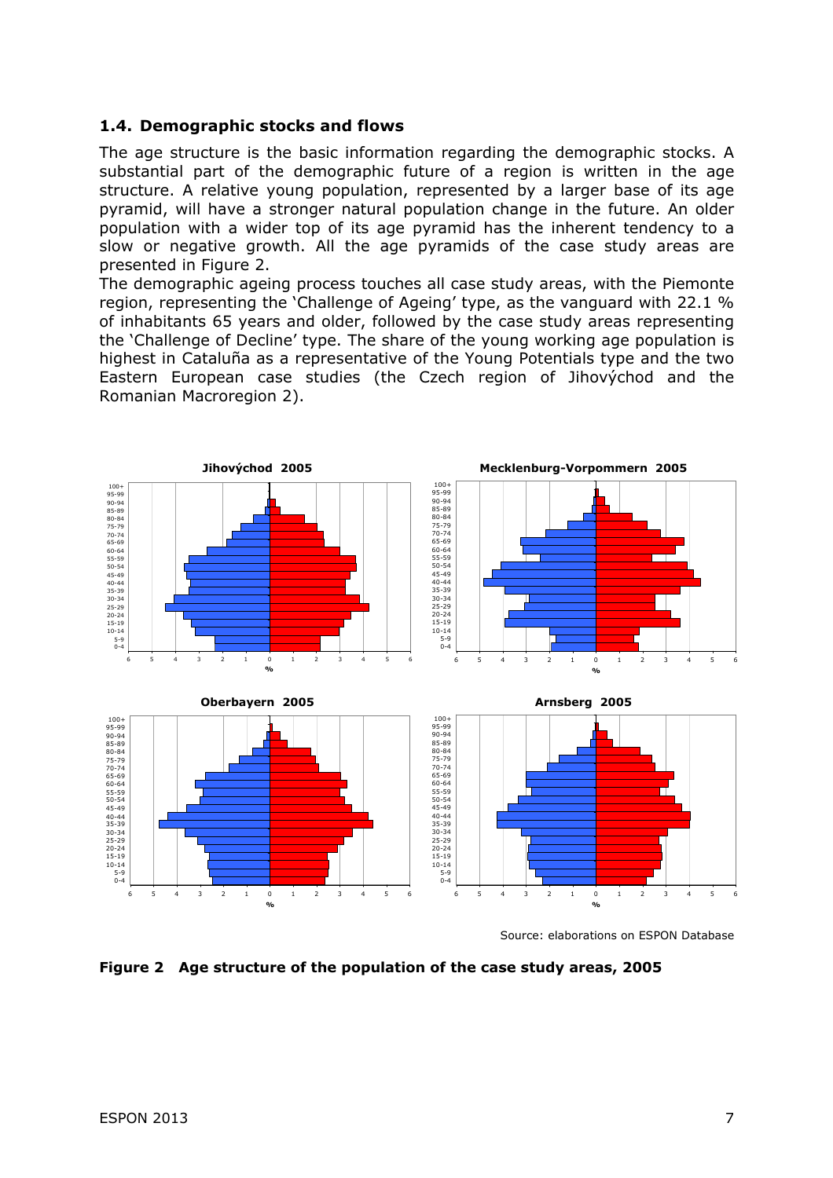## 1.4. Demographic stocks and flows

The age structure is the basic information regarding the demographic stocks. A substantial part of the demographic future of a region is written in the age structure. A relative young population, represented by a larger base of its age pyramid, will have a stronger natural population change in the future. An older population with a wider top of its age pyramid has the inherent tendency to a slow or negative growth. All the age pyramids of the case study areas are presented in Figure 2.

The demographic ageing process touches all case study areas, with the Piemonte region, representing the 'Challenge of Ageing' type, as the vanguard with 22.1 % of inhabitants 65 years and older, followed by the case study areas representing the 'Challenge of Decline' type. The share of the young working age population is highest in Cataluña as a representative of the Young Potentials type and the two Eastern European case studies (the Czech region of Jihovýchod and the Romanian Macroregion 2).

Source: elaborations on ESPON Database

**Figure 2 Age structure of the population of the case study areas, 2005**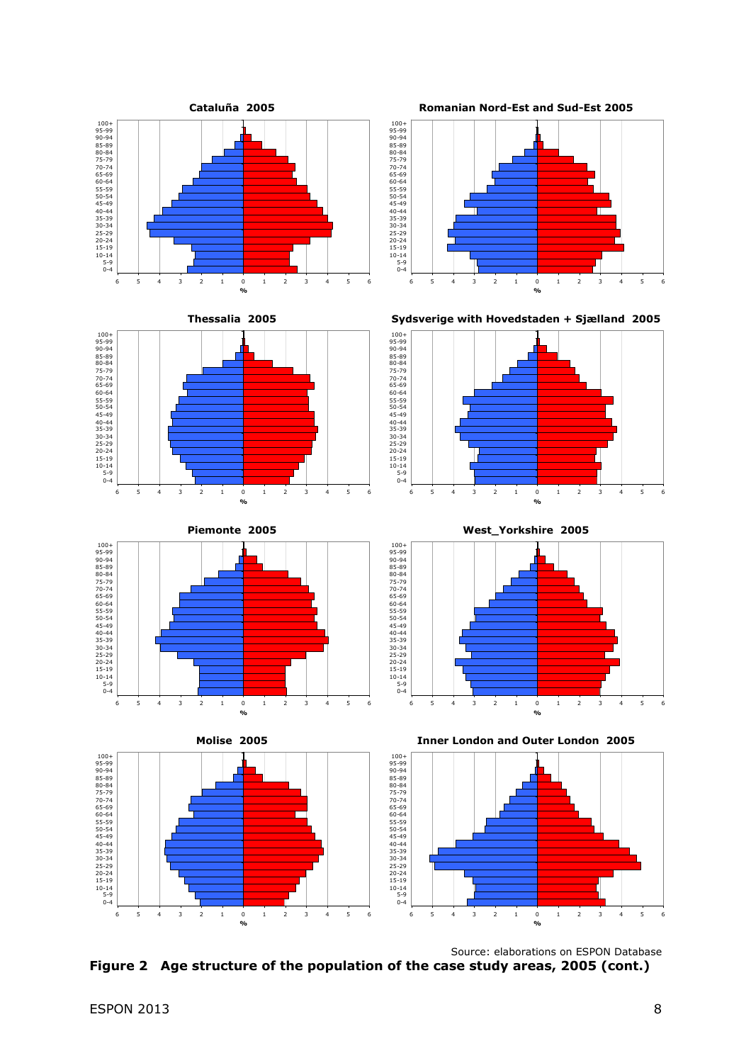**Cataluña 2005**

**Romanian Nord-Est and Sud-Est 2005**

**Thessalia 2005**

**Sydsverige with Hovedstaden + Sjælland 2005**

**Piemonte 2005**

**West_Yorkshire 2005**

**Molise 2005**

**Inner London and Outer London 2005**

Source: elaborations on ESPON Database

**Figure 2 Age structure of the population of the case study areas, 2005 (cont.)**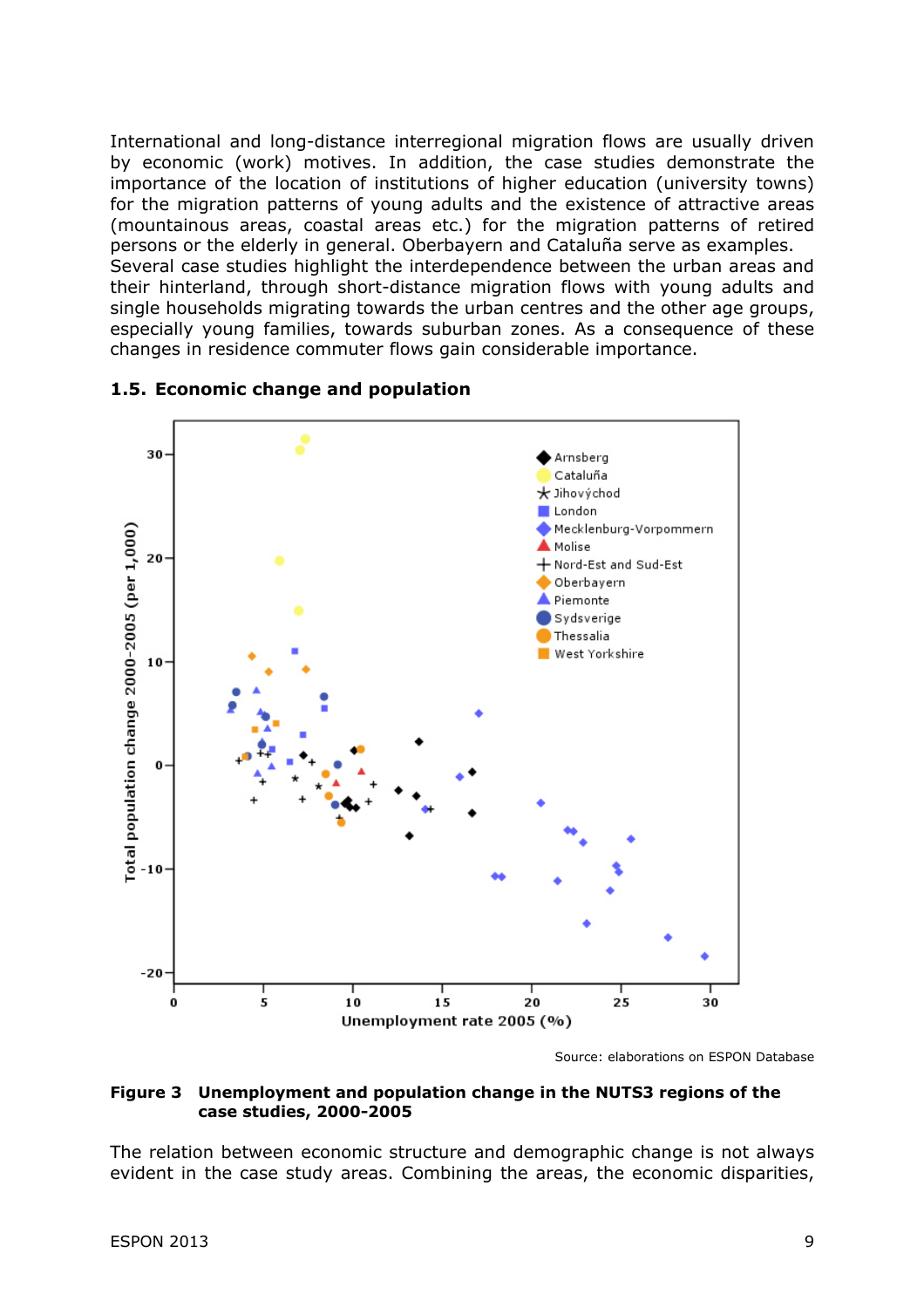International and long-distance interregional migration flows are usually driven by economic (work) motives. In addition, the case studies demonstrate the importance of the location of institutions of higher education (university towns) for the migration patterns of young adults and the existence of attractive areas (mountainous areas, coastal areas etc.) for the migration patterns of retired persons or the elderly in general. Oberbayern and Cataluña serve as examples. Several case studies highlight the interdependence between the urban areas and their hinterland, through short-distance migration flows with young adults and single households migrating towards the urban centres and the other age groups, especially young families, towards suburban zones. As a consequence of these changes in residence commuter flows gain considerable importance.

### 1.5. Economic change and population

Source: elaborations on ESPON Database

**Figure 3 Unemployment and population change in the NUTS3 regions of the case studies, 2000-2005**

The relation between economic structure and demographic change is not always evident in the case study areas. Combining the areas, the economic disparities,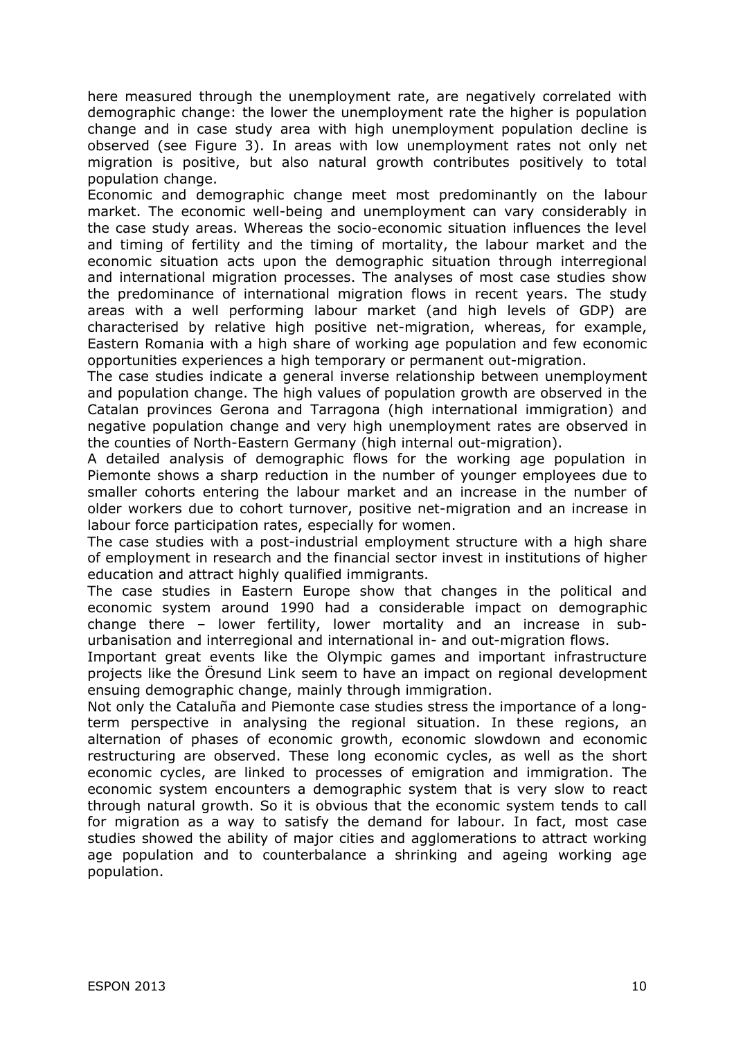here measured through the unemployment rate, are negatively correlated with demographic change: the lower the unemployment rate the higher is population change and in case study area with high unemployment population decline is observed (see Figure 3). In areas with low unemployment rates not only net migration is positive, but also natural growth contributes positively to total population change.

Economic and demographic change meet most predominantly on the labour market. The economic well-being and unemployment can vary considerably in the case study areas. Whereas the socio-economic situation influences the level and timing of fertility and the timing of mortality, the labour market and the economic situation acts upon the demographic situation through interregional and international migration processes. The analyses of most case studies show the predominance of international migration flows in recent years. The study areas with a well performing labour market (and high levels of GDP) are characterised by relative high positive net-migration, whereas, for example, Eastern Romania with a high share of working age population and few economic opportunities experiences a high temporary or permanent out-migration.

The case studies indicate a general inverse relationship between unemployment and population change. The high values of population growth are observed in the Catalan provinces Gerona and Tarragona (high international immigration) and negative population change and very high unemployment rates are observed in the counties of North-Eastern Germany (high internal out-migration).

A detailed analysis of demographic flows for the working age population in Piemonte shows a sharp reduction in the number of younger employees due to smaller cohorts entering the labour market and an increase in the number of older workers due to cohort turnover, positive net-migration and an increase in labour force participation rates, especially for women.

The case studies with a post-industrial employment structure with a high share of employment in research and the financial sector invest in institutions of higher education and attract highly qualified immigrants.

The case studies in Eastern Europe show that changes in the political and economic system around 1990 had a considerable impact on demographic change there – lower fertility, lower mortality and an increase in sub-urbanisation and interregional and international in- and out-migration flows.

Important great events like the Olympic games and important infrastructure projects like the Öresund Link seem to have an impact on regional development ensuing demographic change, mainly through immigration.

Not only the Cataluña and Piemonte case studies stress the importance of a long-term perspective in analysing the regional situation. In these regions, an alternation of phases of economic growth, economic slowdown and economic restructuring are observed. These long economic cycles, as well as the short economic cycles, are linked to processes of emigration and immigration. The economic system encounters a demographic system that is very slow to react through natural growth. So it is obvious that the economic system tends to call for migration as a way to satisfy the demand for labour. In fact, most case studies showed the ability of major cities and agglomerations to attract working age population and to counterbalance a shrinking and ageing working age population.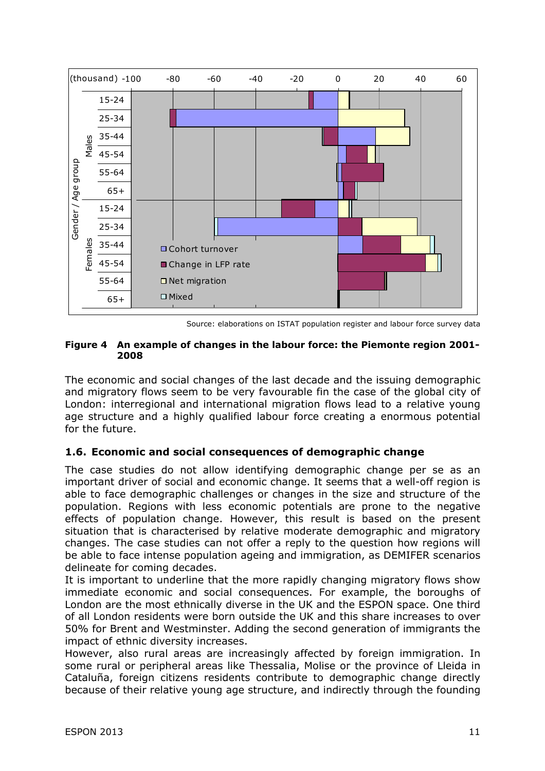Source: elaborations on ISTAT population register and labour force survey data

**Figure 4 An example of changes in the labour force: the Piemonte region 2001-2008**

The economic and social changes of the last decade and the issuing demographic and migratory flows seem to be very favourable fin the case of the global city of London: interregional and international migration flows lead to a relative young age structure and a highly qualified labour force creating a enormous potential for the future.

## 1.6. Economic and social consequences of demographic change

The case studies do not allow identifying demographic change per se as an important driver of social and economic change. It seems that a well-off region is able to face demographic challenges or changes in the size and structure of the population. Regions with less economic potentials are prone to the negative effects of population change. However, this result is based on the present situation that is characterised by relative moderate demographic and migratory changes. The case studies can not offer a reply to the question how regions will be able to face intense population ageing and immigration, as DEMIFER scenarios delineate for coming decades.

It is important to underline that the more rapidly changing migratory flows show immediate economic and social consequences. For example, the boroughs of London are the most ethnically diverse in the UK and the ESPON space. One third of all London residents were born outside the UK and this share increases to over 50% for Brent and Westminster. Adding the second generation of immigrants the impact of ethnic diversity increases.

However, also rural areas are increasingly affected by foreign immigration. In some rural or peripheral areas like Thessalia, Molise or the province of Lleida in Cataluña, foreign citizens residents contribute to demographic change directly because of their relative young age structure, and indirectly through the founding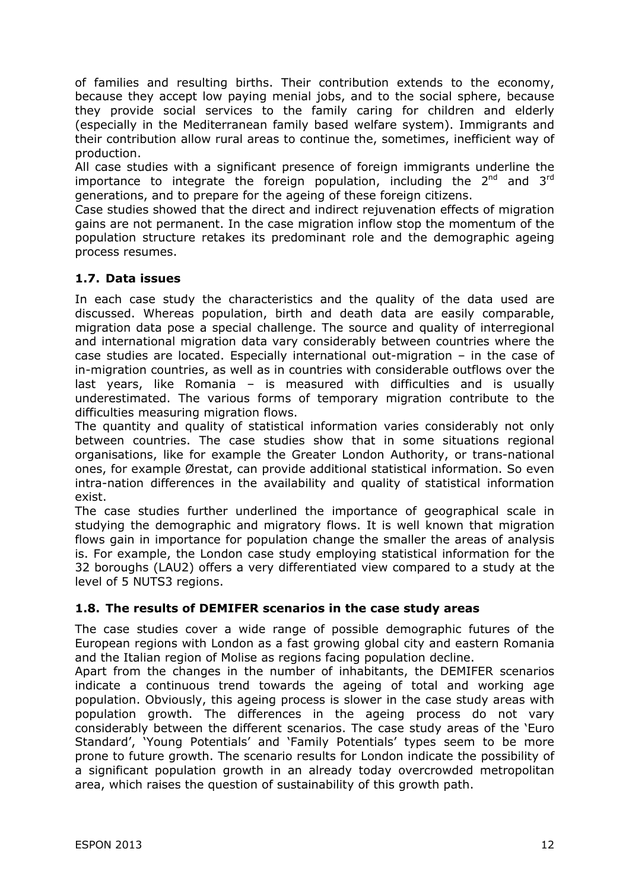of families and resulting births. Their contribution extends to the economy, because they accept low paying menial jobs, and to the social sphere, because they provide social services to the family caring for children and elderly (especially in the Mediterranean family based welfare system). Immigrants and their contribution allow rural areas to continue the, sometimes, inefficient way of production.

All case studies with a significant presence of foreign immigrants underline the importance to integrate the foreign population, including the 2nd and 3rd generations, and to prepare for the ageing of these foreign citizens.

Case studies showed that the direct and indirect rejuvenation effects of migration gains are not permanent. In the case migration inflow stop the momentum of the population structure retakes its predominant role and the demographic ageing process resumes.

### 1.7. Data issues

In each case study the characteristics and the quality of the data used are discussed. Whereas population, birth and death data are easily comparable, migration data pose a special challenge. The source and quality of interregional and international migration data vary considerably between countries where the case studies are located. Especially international out-migration – in the case of in-migration countries, as well as in countries with considerable outflows over the last years, like Romania – is measured with difficulties and is usually underestimated. The various forms of temporary migration contribute to the difficulties measuring migration flows.

The quantity and quality of statistical information varies considerably not only between countries. The case studies show that in some situations regional organisations, like for example the Greater London Authority, or trans-national ones, for example Ørestat, can provide additional statistical information. So even intra-nation differences in the availability and quality of statistical information exist.

The case studies further underlined the importance of geographical scale in studying the demographic and migratory flows. It is well known that migration flows gain in importance for population change the smaller the areas of analysis is. For example, the London case study employing statistical information for the 32 boroughs (LAU2) offers a very differentiated view compared to a study at the level of 5 NUTS3 regions.

### 1.8. The results of DEMIFER scenarios in the case study areas

The case studies cover a wide range of possible demographic futures of the European regions with London as a fast growing global city and eastern Romania and the Italian region of Molise as regions facing population decline.

Apart from the changes in the number of inhabitants, the DEMIFER scenarios indicate a continuous trend towards the ageing of total and working age population. Obviously, this ageing process is slower in the case study areas with population growth. The differences in the ageing process do not vary considerably between the different scenarios. The case study areas of the 'Euro Standard', 'Young Potentials' and 'Family Potentials' types seem to be more prone to future growth. The scenario results for London indicate the possibility of a significant population growth in an already today overcrowded metropolitan area, which raises the question of sustainability of this growth path.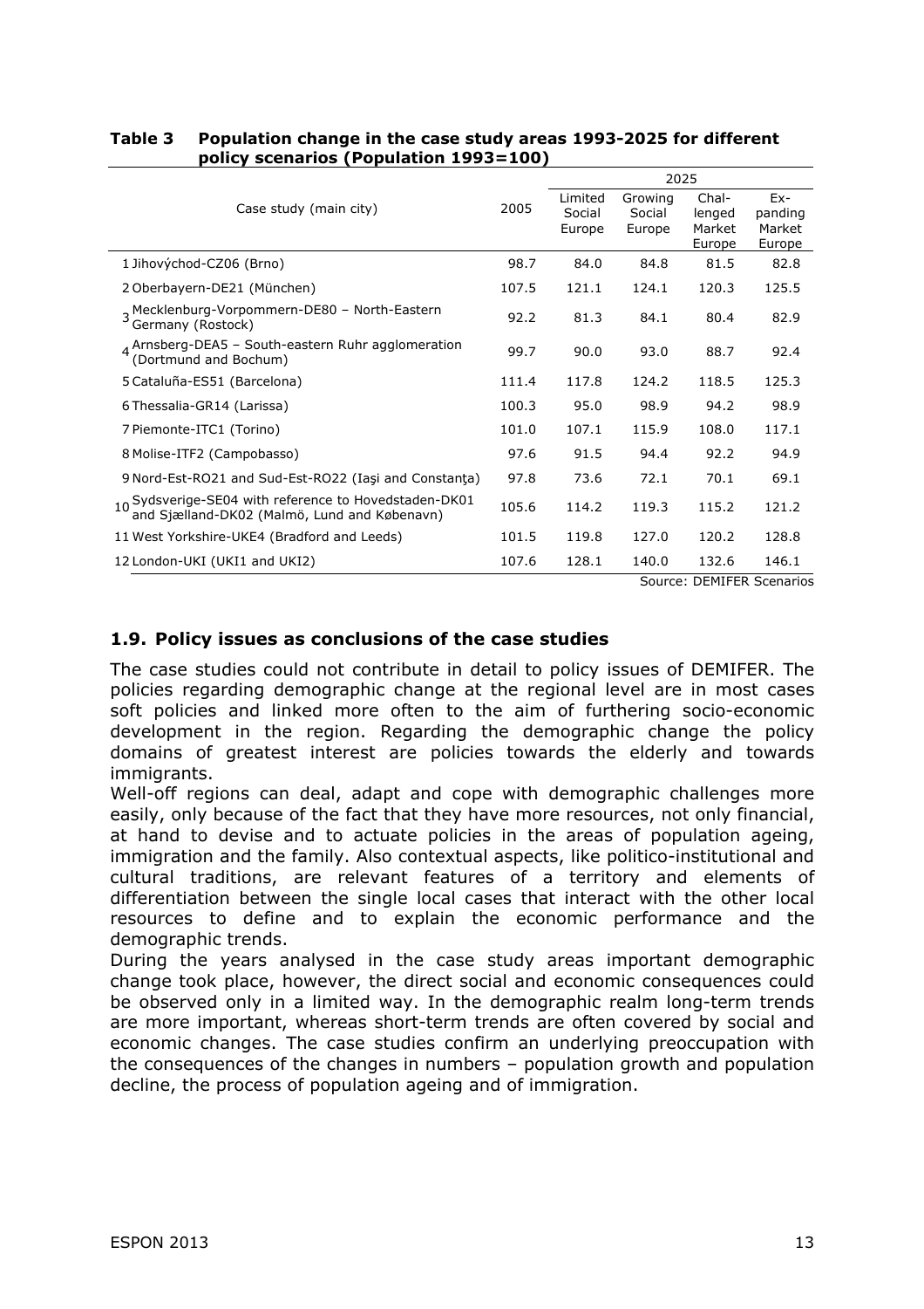**Table 3 Population change in the case study areas 1993-2025 for different policy scenarios (Population 1993=100)**

| Case study (main city) | 2005 | 2025 | | | |
|---|---|---|---|---|---|
| | | Limited Social Europe | Growing Social Europe | Chal-lenged Market Europe | Ex-panding Market Europe |
| 1 Jihovýchod-CZ06 (Brno) | 98.7 | 84.0 | 84.8 | 81.5 | 82.8 |
| 2 Oberbayern-DE21 (München) | 107.5 | 121.1 | 124.1 | 120.3 | 125.5 |
| 3 Mecklenburg-Vorpommern-DE80 – North-Eastern Germany (Rostock) | 92.2 | 81.3 | 84.1 | 80.4 | 82.9 |
| 4 Arnsberg-DEA5 – South-eastern Ruhr agglomeration (Dortmund and Bochum) | 99.7 | 90.0 | 93.0 | 88.7 | 92.4 |
| 5 Cataluña-ES51 (Barcelona) | 111.4 | 117.8 | 124.2 | 118.5 | 125.3 |
| 6 Thessalia-GR14 (Larissa) | 100.3 | 95.0 | 98.9 | 94.2 | 98.9 |
| 7 Piemonte-ITC1 (Torino) | 101.0 | 107.1 | 115.9 | 108.0 | 117.1 |
| 8 Molise-ITF2 (Campobasso) | 97.6 | 91.5 | 94.4 | 92.2 | 94.9 |
| 9 Nord-Est-RO21 and Sud-Est-RO22 (Iaşi and Constanţa) | 97.8 | 73.6 | 72.1 | 70.1 | 69.1 |
| 10 Sydsverige-SE04 with reference to Hovedstaden-DK01 and Sjælland-DK02 (Malmö, Lund and København) | 105.6 | 114.2 | 119.3 | 115.2 | 121.2 |
| 11 West Yorkshire-UKE4 (Bradford and Leeds) | 101.5 | 119.8 | 127.0 | 120.2 | 128.8 |
| 12 London-UKI (UKI1 and UKI2) | 107.6 | 128.1 | 140.0 | 132.6 | 146.1 |

Source: DEMIFER Scenarios

## 1.9. Policy issues as conclusions of the case studies

The case studies could not contribute in detail to policy issues of DEMIFER. The policies regarding demographic change at the regional level are in most cases soft policies and linked more often to the aim of furthering socio-economic development in the region. Regarding the demographic change the policy domains of greatest interest are policies towards the elderly and towards immigrants.

Well-off regions can deal, adapt and cope with demographic challenges more easily, only because of the fact that they have more resources, not only financial, at hand to devise and to actuate policies in the areas of population ageing, immigration and the family. Also contextual aspects, like politico-institutional and cultural traditions, are relevant features of a territory and elements of differentiation between the single local cases that interact with the other local resources to define and to explain the economic performance and the demographic trends.

During the years analysed in the case study areas important demographic change took place, however, the direct social and economic consequences could be observed only in a limited way. In the demographic realm long-term trends are more important, whereas short-term trends are often covered by social and economic changes. The case studies confirm an underlying preoccupation with the consequences of the changes in numbers – population growth and population decline, the process of population ageing and of immigration.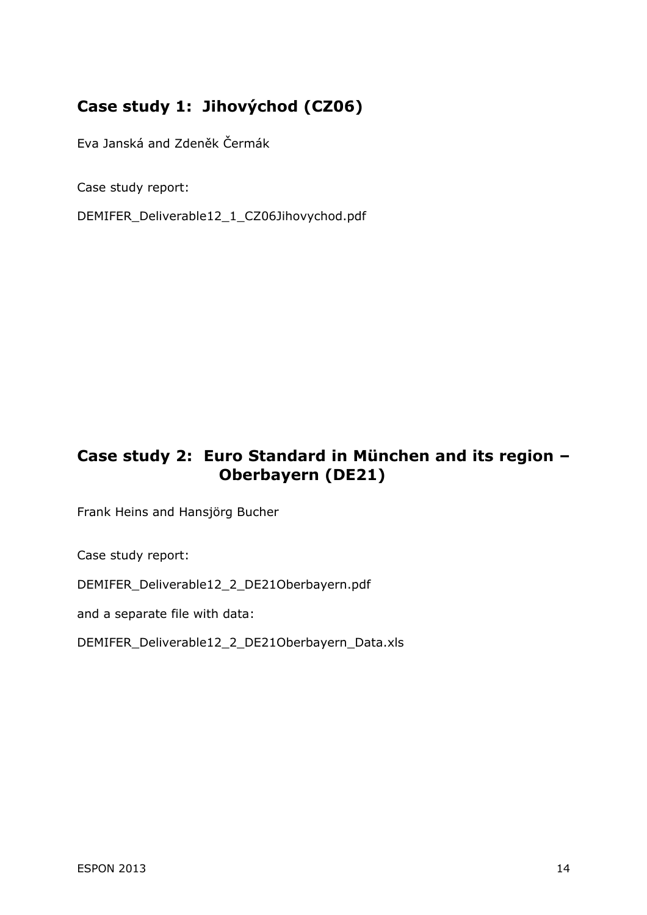## Case study 1: Jihovýchod (CZ06)

Eva Janská and Zdeněk Čermák

Case study report:

DEMIFER_Deliverable12_1_CZ06Jihovychod.pdf

## Case study 2: Euro Standard in München and its region – Oberbayern (DE21)

Frank Heins and Hansjörg Bucher

Case study report:

DEMIFER_Deliverable12_2_DE21Oberbayern.pdf

and a separate file with data:

DEMIFER_Deliverable12_2_DE21Oberbayern_Data.xls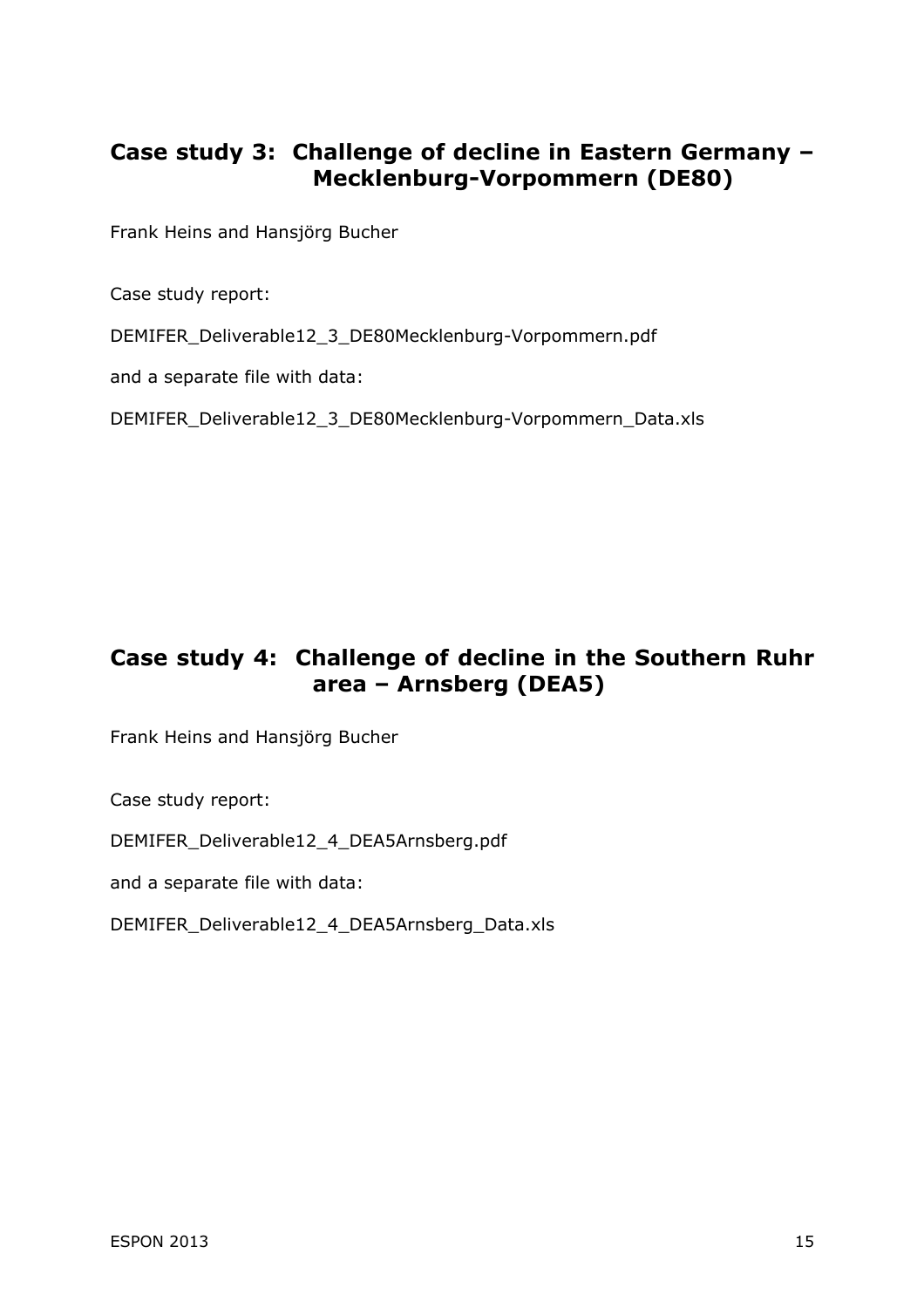## Case study 3: Challenge of decline in Eastern Germany – Mecklenburg-Vorpommern (DE80)

Frank Heins and Hansjörg Bucher

Case study report:

DEMIFER_Deliverable12_3_DE80Mecklenburg-Vorpommern.pdf

and a separate file with data:

DEMIFER_Deliverable12_3_DE80Mecklenburg-Vorpommern_Data.xls

## Case study 4: Challenge of decline in the Southern Ruhr area – Arnsberg (DEA5)

Frank Heins and Hansjörg Bucher

Case study report:

DEMIFER_Deliverable12_4_DEA5Arnsberg.pdf

and a separate file with data:

DEMIFER_Deliverable12_4_DEA5Arnsberg_Data.xls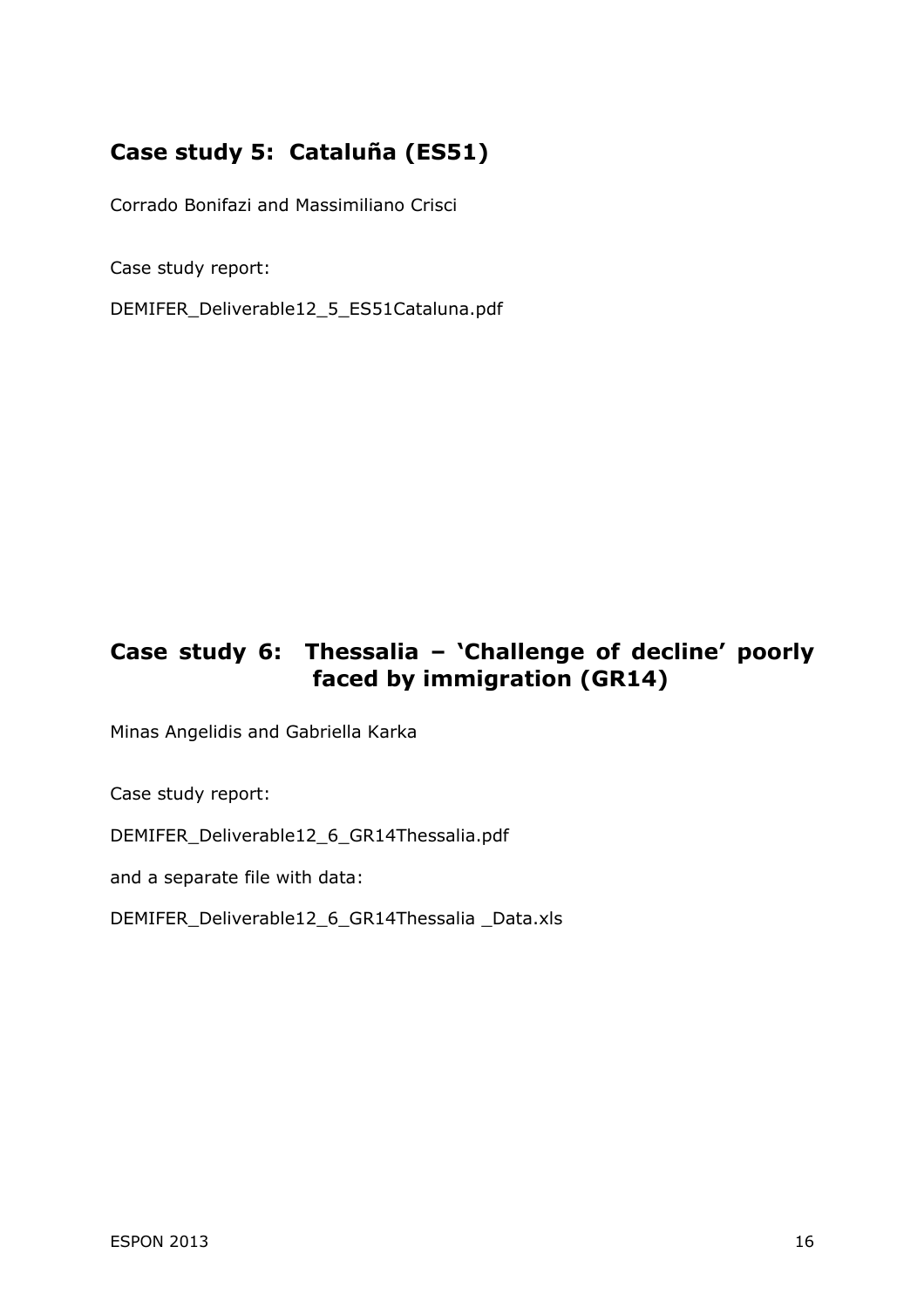## Case study 5: Cataluña (ES51)

Corrado Bonifazi and Massimiliano Crisci

Case study report:

DEMIFER_Deliverable12_5_ES51Cataluna.pdf

## Case study 6: Thessalia – 'Challenge of decline' poorly faced by immigration (GR14)

Minas Angelidis and Gabriella Karka

Case study report:

DEMIFER_Deliverable12_6_GR14Thessalia.pdf

and a separate file with data:

DEMIFER_Deliverable12_6_GR14Thessalia _Data.xls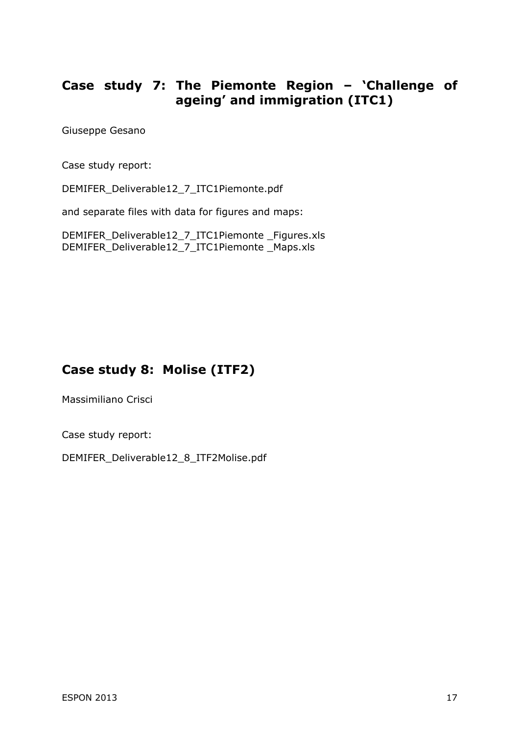## Case study 7: The Piemonte Region – 'Challenge of ageing' and immigration (ITC1)

Giuseppe Gesano

Case study report:

DEMIFER_Deliverable12_7_ITC1Piemonte.pdf

and separate files with data for figures and maps:

DEMIFER_Deliverable12_7_ITC1Piemonte _Figures.xls
DEMIFER_Deliverable12_7_ITC1Piemonte _Maps.xls

## Case study 8: Molise (ITF2)

Massimiliano Crisci

Case study report:

DEMIFER_Deliverable12_8_ITF2Molise.pdf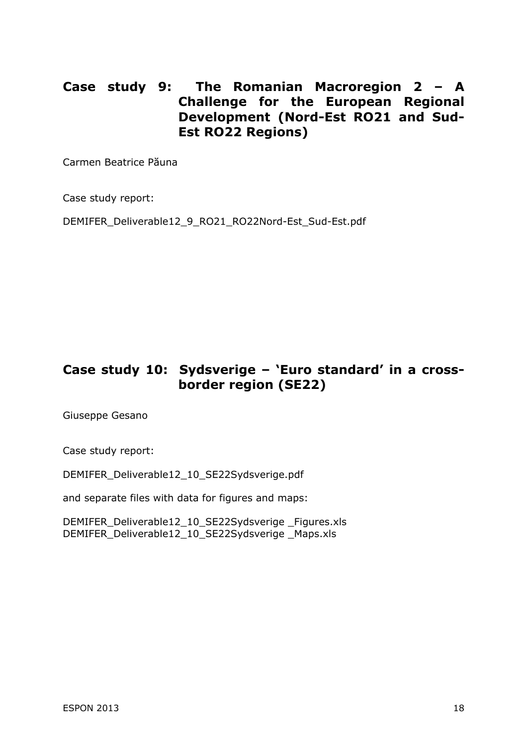## Case study 9: The Romanian Macroregion 2 – A Challenge for the European Regional Development (Nord-Est RO21 and Sud-Est RO22 Regions)

Carmen Beatrice Păuna

Case study report:

DEMIFER_Deliverable12_9_RO21_RO22Nord-Est_Sud-Est.pdf

## Case study 10: Sydsverige – 'Euro standard' in a cross-border region (SE22)

Giuseppe Gesano

Case study report:

DEMIFER_Deliverable12_10_SE22Sydsverige.pdf

and separate files with data for figures and maps:

DEMIFER_Deliverable12_10_SE22Sydsverige _Figures.xls
DEMIFER_Deliverable12_10_SE22Sydsverige _Maps.xls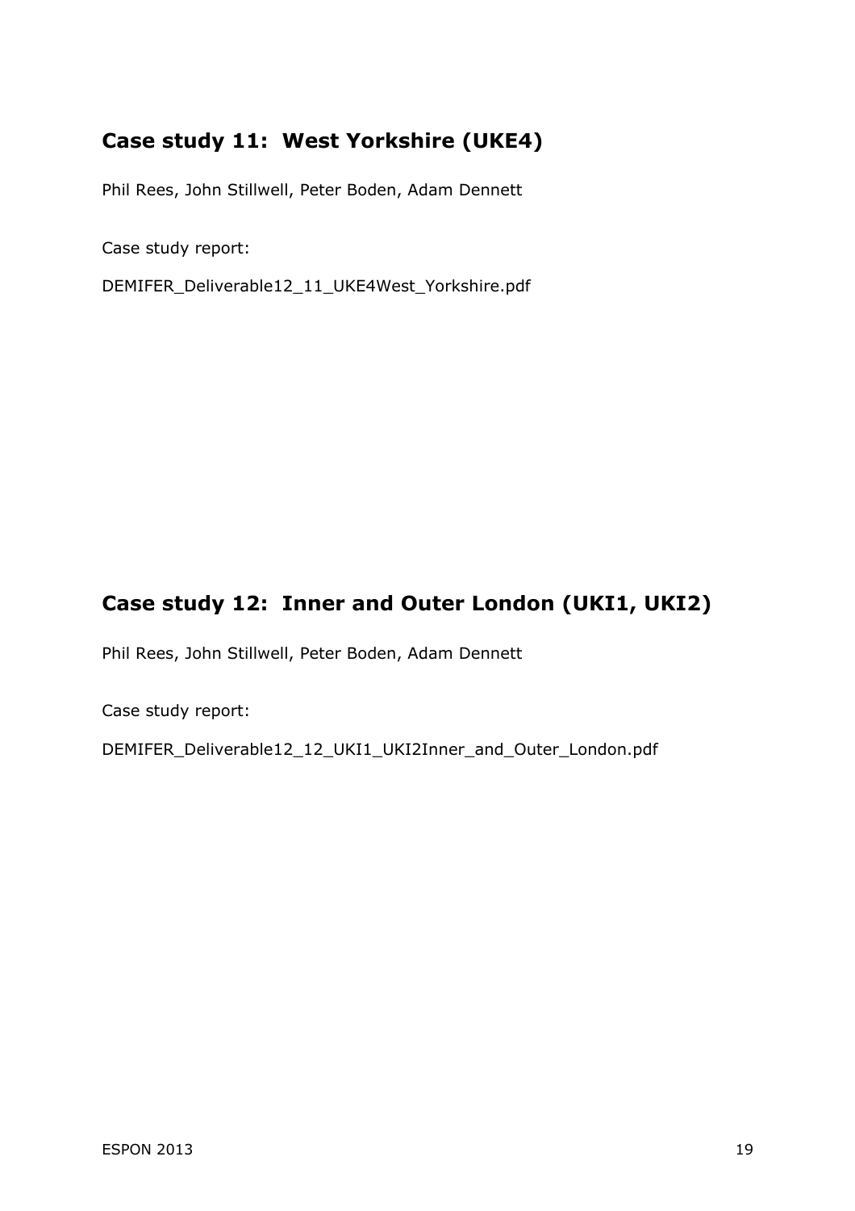## Case study 11: West Yorkshire (UKE4)

Phil Rees, John Stillwell, Peter Boden, Adam Dennett

Case study report:

DEMIFER_Deliverable12_11_UKE4West_Yorkshire.pdf

## Case study 12: Inner and Outer London (UKI1, UKI2)

Phil Rees, John Stillwell, Peter Boden, Adam Dennett

Case study report:

DEMIFER_Deliverable12_12_UKI1_UKI2Inner_and_Outer_London.pdf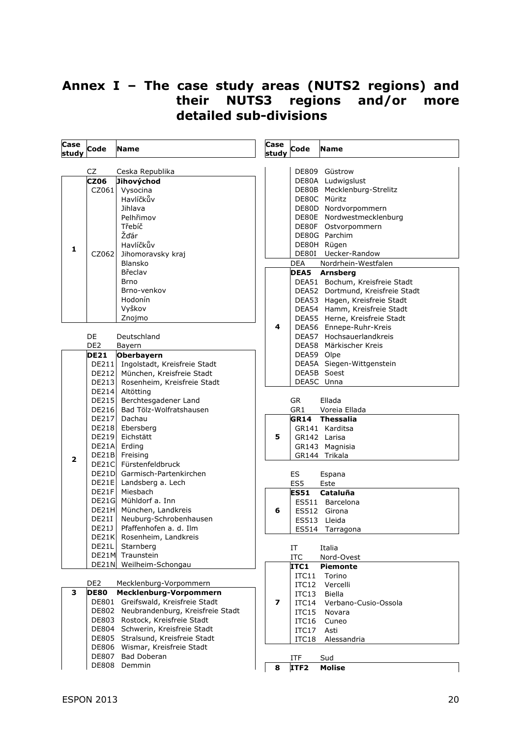# Annex I – The case study areas (NUTS2 regions) and their NUTS3 regions and/or more detailed sub-divisions

| Case study | Code | Name |
|---|---|---|
| | CZ | Ceska Republika |
| 1 | **CZ06** | **Jihovýchod** |
| | CZ061 | Vysocina |
| | | Havlíčkův |
| | | Jihlava |
| | | Pelhřimov |
| | | Třebíč |
| | | Žďár |
| | | Havlíčkův |
| | CZ062 | Jihomoravsky kraj |
| | | Blansko |
| | | Břeclav |
| | | Brno |
| | | Brno-venkov |
| | | Hodonín |
| | | Vyškov |
| | | Znojmo |
| | DE | Deutschland |
| | DE2 | Bayern |
| 2 | **DE21** | **Oberbayern** |
| | DE211 | Ingolstadt, Kreisfreie Stadt |
| | DE212 | München, Kreisfreie Stadt |
| | DE213 | Rosenheim, Kreisfreie Stadt |
| | DE214 | Altötting |
| | DE215 | Berchtesgadener Land |
| | DE216 | Bad Tölz-Wolfratshausen |
| | DE217 | Dachau |
| | DE218 | Ebersberg |
| | DE219 | Eichstätt |
| | DE21A | Erding |
| | DE21B | Freising |
| | DE21C | Fürstenfeldbruck |
| | DE21D | Garmisch-Partenkirchen |
| | DE21E | Landsberg a. Lech |
| | DE21F | Miesbach |
| | DE21G | Mühldorf a. Inn |
| | DE21H | München, Landkreis |
| | DE21I | Neuburg-Schrobenhausen |
| | DE21J | Pfaffenhofen a. d. Ilm |
| | DE21K | Rosenheim, Landkreis |
| | DE21L | Starnberg |
| | DE21M | Traunstein |
| | DE21N | Weilheim-Schongau |
| | DE2 | Mecklenburg-Vorpommern |
| 3 | **DE80** | **Mecklenburg-Vorpommern** |
| | DE801 | Greifswald, Kreisfreie Stadt |
| | DE802 | Neubrandenburg, Kreisfreie Stadt |
| | DE803 | Rostock, Kreisfreie Stadt |
| | DE804 | Schwerin, Kreisfreie Stadt |
| | DE805 | Stralsund, Kreisfreie Stadt |
| | DE806 | Wismar, Kreisfreie Stadt |
| | DE807 | Bad Doberan |
| | DE808 | Demmin |
| | DE809 | Güstrow |
| | DE80A | Ludwigslust |
| | DE80B | Mecklenburg-Strelitz |
| | DE80C | Müritz |
| | DE80D | Nordvorpommern |
| | DE80E | Nordwestmecklenburg |
| | DE80F | Ostvorpommern |
| | DE80G | Parchim |
| | DE80H | Rügen |
| | DE80I | Uecker-Randow |
| | DEA | Nordrhein-Westfalen |
| 4 | **DEA5** | **Arnsberg** |
| | DEA51 | Bochum, Kreisfreie Stadt |
| | DEA52 | Dortmund, Kreisfreie Stadt |
| | DEA53 | Hagen, Kreisfreie Stadt |
| | DEA54 | Hamm, Kreisfreie Stadt |
| | DEA55 | Herne, Kreisfreie Stadt |
| | DEA56 | Ennepe-Ruhr-Kreis |
| | DEA57 | Hochsauerlandkreis |
| | DEA58 | Märkischer Kreis |
| | DEA59 | Olpe |
| | DEA5A | Siegen-Wittgenstein |
| | DEA5B | Soest |
| | DEA5C | Unna |
| | GR | Ellada |
| | GR1 | Voreia Ellada |
| 5 | **GR14** | **Thessalia** |
| | GR141 | Karditsa |
| | GR142 | Larisa |
| | GR143 | Magnisia |
| | GR144 | Trikala |
| | ES | Espana |
| | ES5 | Este |
| 6 | **ES51** | **Cataluña** |
| | ES511 | Barcelona |
| | ES512 | Girona |
| | ES513 | Lleida |
| | ES514 | Tarragona |
| | IT | Italia |
| | ITC | Nord-Ovest |
| 7 | **ITC1** | **Piemonte** |
| | ITC11 | Torino |
| | ITC12 | Vercelli |
| | ITC13 | Biella |
| | ITC14 | Verbano-Cusio-Ossola |
| | ITC15 | Novara |
| | ITC16 | Cuneo |
| | ITC17 | Asti |
| | ITC18 | Alessandria |
| | ITF | Sud |
| 8 | **ITF2** | **Molise** |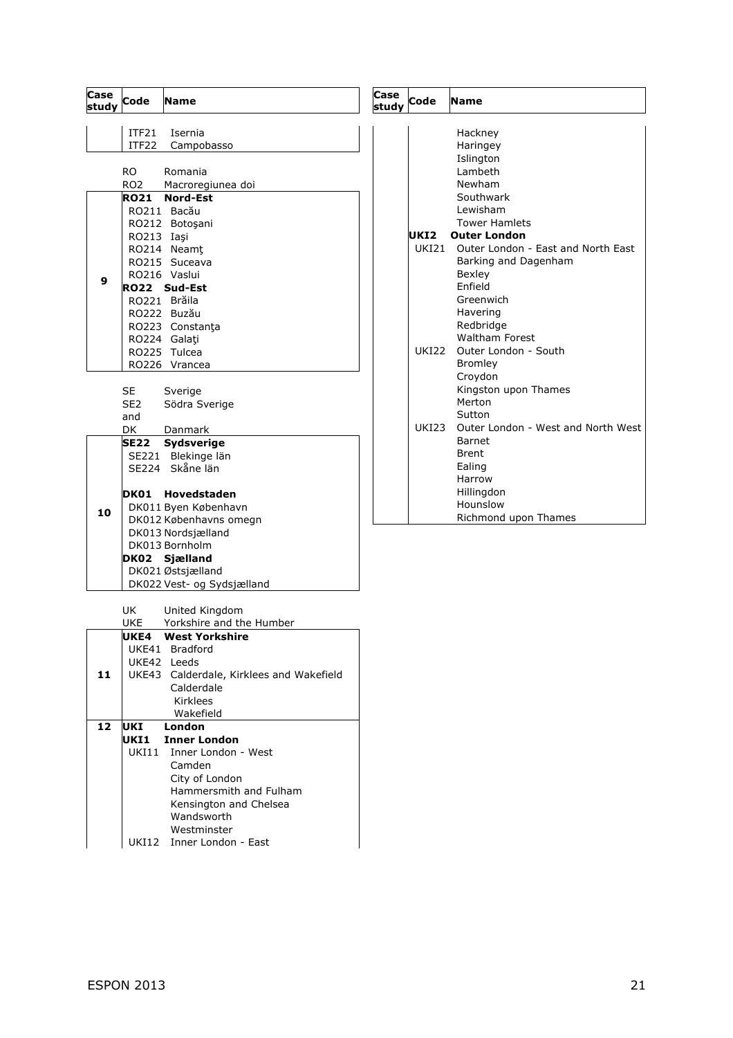| Case study | Code | Name |
|---|---|---|
| | ITF21 | Isernia |
| | ITF22 | Campobasso |
| | RO | Romania |
| | RO2 | Macroregiunea doi |
| 9 | **RO21** | **Nord-Est** |
| | RO211 | Bacău |
| | RO212 | Botoşani |
| | RO213 | Iaşi |
| | RO214 | Neamţ |
| | RO215 | Suceava |
| | RO216 | Vaslui |
| | **RO22** | **Sud-Est** |
| | RO221 | Brăila |
| | RO222 | Buzău |
| | RO223 | Constanţa |
| | RO224 | Galaţi |
| | RO225 | Tulcea |
| | RO226 | Vrancea |
| | SE | Sverige |
| | SE2 | Södra Sverige |
| | and | |
| | DK | Danmark |
| 10 | **SE22** | **Sydsverige** |
| | SE221 | Blekinge län |
| | SE224 | Skåne län |
| | **DK01** | **Hovedstaden** |
| | DK011 | Byen København |
| | DK012 | Københavns omegn |
| | DK013 | Nordsjælland |
| | DK013 | Bornholm |
| | **DK02** | **Sjælland** |
| | DK021 | Østsjælland |
| | DK022 | Vest- og Sydsjælland |
| | UK | United Kingdom |
| | UKE | Yorkshire and the Humber |
| 11 | **UKE4** | **West Yorkshire** |
| | UKE41 | Bradford |
| | UKE42 | Leeds |
| | UKE43 | Calderdale, Kirklees and Wakefield |
| | | Calderdale |
| | | Kirklees |
| | | Wakefield |
| 12 | **UKI** | **London** |
| | **UKI1** | **Inner London** |
| | UKI11 | Inner London - West |
| | | Camden |
| | | City of London |
| | | Hammersmith and Fulham |
| | | Kensington and Chelsea |
| | | Wandsworth |
| | | Westminster |
| | UKI12 | Inner London - East |
| | | Hackney |
| | | Haringey |
| | | Islington |
| | | Lambeth |
| | | Newham |
| | | Southwark |
| | | Lewisham |
| | | Tower Hamlets |
| | **UKI2** | **Outer London** |
| | UKI21 | Outer London - East and North East |
| | | Barking and Dagenham |
| | | Bexley |
| | | Enfield |
| | | Greenwich |
| | | Havering |
| | | Redbridge |
| | | Waltham Forest |
| | UKI22 | Outer London - South |
| | | Bromley |
| | | Croydon |
| | | Kingston upon Thames |
| | | Merton |
| | | Sutton |
| | UKI23 | Outer London - West and North West |
| | | Barnet |
| | | Brent |
| | | Ealing |
| | | Harrow |
| | | Hillingdon |
| | | Hounslow |
| | | Richmond upon Thames |